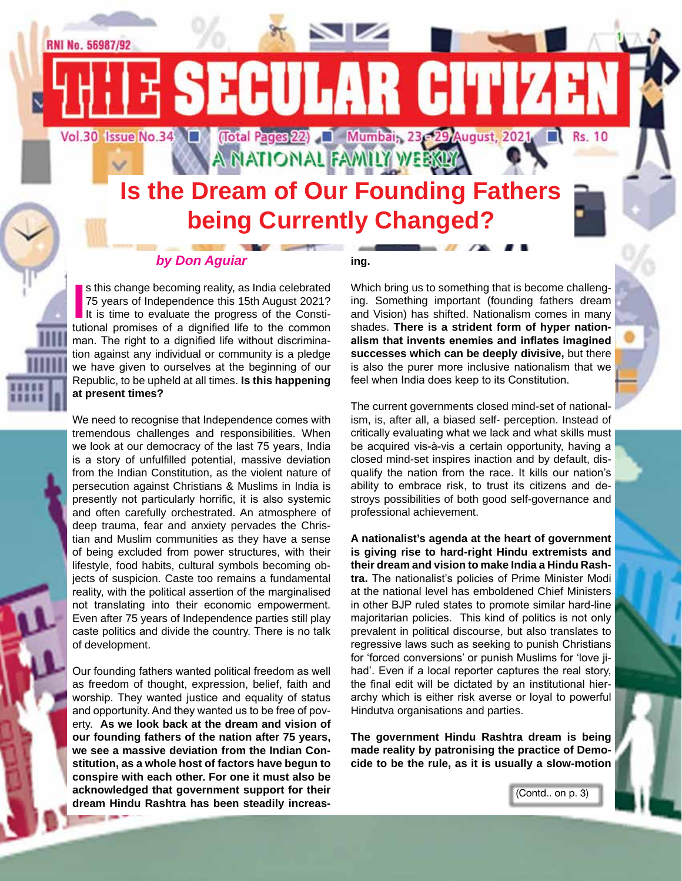RNI No. 56987/92

# THE SECULAR CITIZEN

Vol.30 Issue No.34 | (Total Pages 22) | Mumbai, 23 - 29 August, 2021 | Rs. 10

A NATIONAL FAMILY WEEKLY

# Is the Dream of Our Founding Fathers being Currently Changed?

***by Don Aguiar***

Is this change becoming reality, as India celebrated 75 years of Independence this 15th August 2021? It is time to evaluate the progress of the Constitutional promises of a dignified life to the common man. The right to a dignified life without discrimination against any individual or community is a pledge we have given to ourselves at the beginning of our Republic, to be upheld at all times. **Is this happening at present times?**

We need to recognise that Independence comes with tremendous challenges and responsibilities. When we look at our democracy of the last 75 years, India is a story of unfulfilled potential, massive deviation from the Indian Constitution, as the violent nature of persecution against Christians & Muslims in India is presently not particularly horrific, it is also systemic and often carefully orchestrated. An atmosphere of deep trauma, fear and anxiety pervades the Christian and Muslim communities as they have a sense of being excluded from power structures, with their lifestyle, food habits, cultural symbols becoming objects of suspicion. Caste too remains a fundamental reality, with the political assertion of the marginalised not translating into their economic empowerment. Even after 75 years of Independence parties still play caste politics and divide the country. There is no talk of development.

Our founding fathers wanted political freedom as well as freedom of thought, expression, belief, faith and worship. They wanted justice and equality of status and opportunity. And they wanted us to be free of poverty. **As we look back at the dream and vision of our founding fathers of the nation after 75 years, we see a massive deviation from the Indian Constitution, as a whole host of factors have begun to conspire with each other. For one it must also be acknowledged that government support for their dream Hindu Rashtra has been steadily increasing.**

Which bring us to something that is become challenging. Something important (founding fathers dream and Vision) has shifted. Nationalism comes in many shades. **There is a strident form of hyper nationalism that invents enemies and inflates imagined successes which can be deeply divisive,** but there is also the purer more inclusive nationalism that we feel when India does keep to its Constitution.

The current governments closed mind-set of nationalism, is, after all, a biased self- perception. Instead of critically evaluating what we lack and what skills must be acquired vis-à-vis a certain opportunity, having a closed mind-set inspires inaction and by default, disqualify the nation from the race. It kills our nation's ability to embrace risk, to trust its citizens and destroys possibilities of both good self-governance and professional achievement.

**A nationalist's agenda at the heart of government is giving rise to hard-right Hindu extremists and their dream and vision to make India a Hindu Rashtra.** The nationalist's policies of Prime Minister Modi at the national level has emboldened Chief Ministers in other BJP ruled states to promote similar hard-line majoritarian policies. This kind of politics is not only prevalent in political discourse, but also translates to regressive laws such as seeking to punish Christians for 'forced conversions' or punish Muslims for 'love jihad'. Even if a local reporter captures the real story, the final edit will be dictated by an institutional hierarchy which is either risk averse or loyal to powerful Hindutva organisations and parties.

**The government Hindu Rashtra dream is being made reality by patronising the practice of Democide to be the rule, as it is usually a slow-motion**

(Contd.. on p. 3)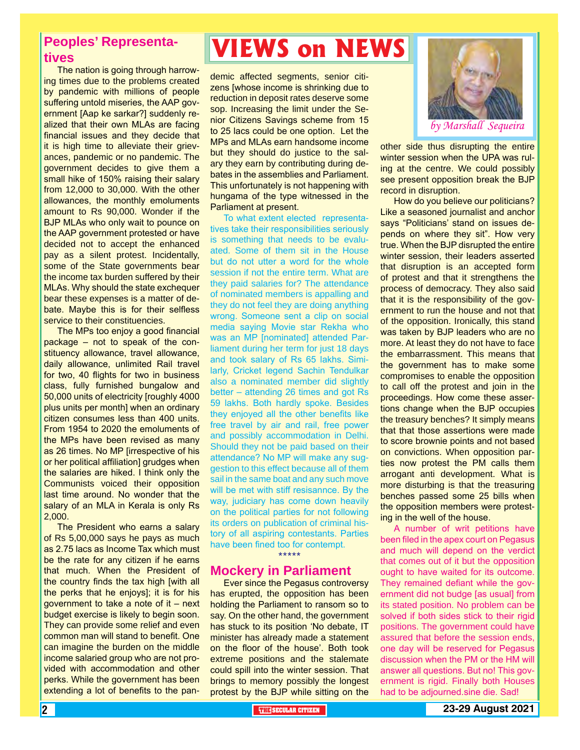# VIEWS on NEWS

*by Marshall Sequeira*

## Peoples' Representatives

The nation is going through harrowing times due to the problems created by pandemic with millions of people suffering untold miseries, the AAP government [Aap ke sarkar?] suddenly realized that their own MLAs are facing financial issues and they decide that it is high time to alleviate their grievances, pandemic or no pandemic. The government decides to give them a small hike of 150% raising their salary from 12,000 to 30,000. With the other allowances, the monthly emoluments amount to Rs 90,000. Wonder if the BJP MLAs who only wait to pounce on the AAP government protested or have decided not to accept the enhanced pay as a silent protest. Incidentally, some of the State governments bear the income tax burden suffered by their MLAs. Why should the state exchequer bear these expenses is a matter of debate. Maybe this is for their selfless service to their constituencies.

The MPs too enjoy a good financial package – not to speak of the constituency allowance, travel allowance, daily allowance, unlimited Rail travel for two, 40 flights for two in business class, fully furnished bungalow and 50,000 units of electricity [roughly 4000 plus units per month] when an ordinary citizen consumes less than 400 units. From 1954 to 2020 the emoluments of the MPs have been revised as many as 26 times. No MP [irrespective of his or her political affiliation] grudges when the salaries are hiked. I think only the Communists voiced their opposition last time around. No wonder that the salary of an MLA in Kerala is only Rs 2,000.

The President who earns a salary of Rs 5,00,000 says he pays as much as 2.75 lacs as Income Tax which must be the rate for any citizen if he earns that much. When the President of the country finds the tax high [with all the perks that he enjoys]; it is for his government to take a note of it – next budget exercise is likely to begin soon. They can provide some relief and even common man will stand to benefit. One can imagine the burden on the middle income salaried group who are not provided with accommodation and other perks. While the government has been extending a lot of benefits to the pandemic affected segments, senior citizens [whose income is shrinking due to reduction in deposit rates deserve some sop. Increasing the limit under the Senior Citizens Savings scheme from 15 to 25 lacs could be one option. Let the MPs and MLAs earn handsome income but they should do justice to the salary they earn by contributing during debates in the assemblies and Parliament. This unfortunately is not happening with hungama of the type witnessed in the Parliament at present.

To what extent elected representatives take their responsibilities seriously is something that needs to be evaluated. Some of them sit in the House but do not utter a word for the whole session if not the entire term. What are they paid salaries for? The attendance of nominated members is appalling and they do not feel they are doing anything wrong. Someone sent a clip on social media saying Movie star Rekha who was an MP [nominated] attended Parliament during her term for just 18 days and took salary of Rs 65 lakhs. Similarly, Cricket legend Sachin Tendulkar also a nominated member did slightly better – attending 26 times and got Rs 59 lakhs. Both hardly spoke. Besides they enjoyed all the other benefits like free travel by air and rail, free power and possibly accommodation in Delhi. Should they not be paid based on their attendance? No MP will make any suggestion to this effect because all of them sail in the same boat and any such move will be met with stiff resisannce. By the way, judiciary has come down heavily on the political parties for not following its orders on publication of criminal history of all aspiring contestants. Parties have been fined too for contempt.

\*\*\*\*\*

## Mockery in Parliament

Ever since the Pegasus controversy has erupted, the opposition has been holding the Parliament to ransom so to say. On the other hand, the government has stuck to its position 'No debate, IT minister has already made a statement on the floor of the house'. Both took extreme positions and the stalemate could spill into the winter session. That brings to memory possibly the longest protest by the BJP while sitting on the other side thus disrupting the entire winter session when the UPA was ruling at the centre. We could possibly see present opposition break the BJP record in disruption.

How do you believe our politicians? Like a seasoned journalist and anchor says "Politicians' stand on issues depends on where they sit". How very true. When the BJP disrupted the entire winter session, their leaders asserted that disruption is an accepted form of protest and that it strengthens the process of democracy. They also said that it is the responsibility of the government to run the house and not that of the opposition. Ironically, this stand was taken by BJP leaders who are no more. At least they do not have to face the embarrassment. This means that the government has to make some compromises to enable the opposition to call off the protest and join in the proceedings. How come these assertions change when the BJP occupies the treasury benches? It simply means that that those assertions were made to score brownie points and not based on convictions. When opposition parties now protest the PM calls them arrogant anti development. What is more disturbing is that the treasuring benches passed some 25 bills when the opposition members were protesting in the well of the house.

A number of writ petitions have been filed in the apex court on Pegasus and much will depend on the verdict that comes out of it but the opposition ought to have waited for its outcome. They remained defiant while the government did not budge [as usual] from its stated position. No problem can be solved if both sides stick to their rigid positions. The government could have assured that before the session ends, one day will be reserved for Pegasus discussion when the PM or the HM will answer all questions. But no! This government is rigid. Finally both Houses had to be adjourned.sine die. Sad!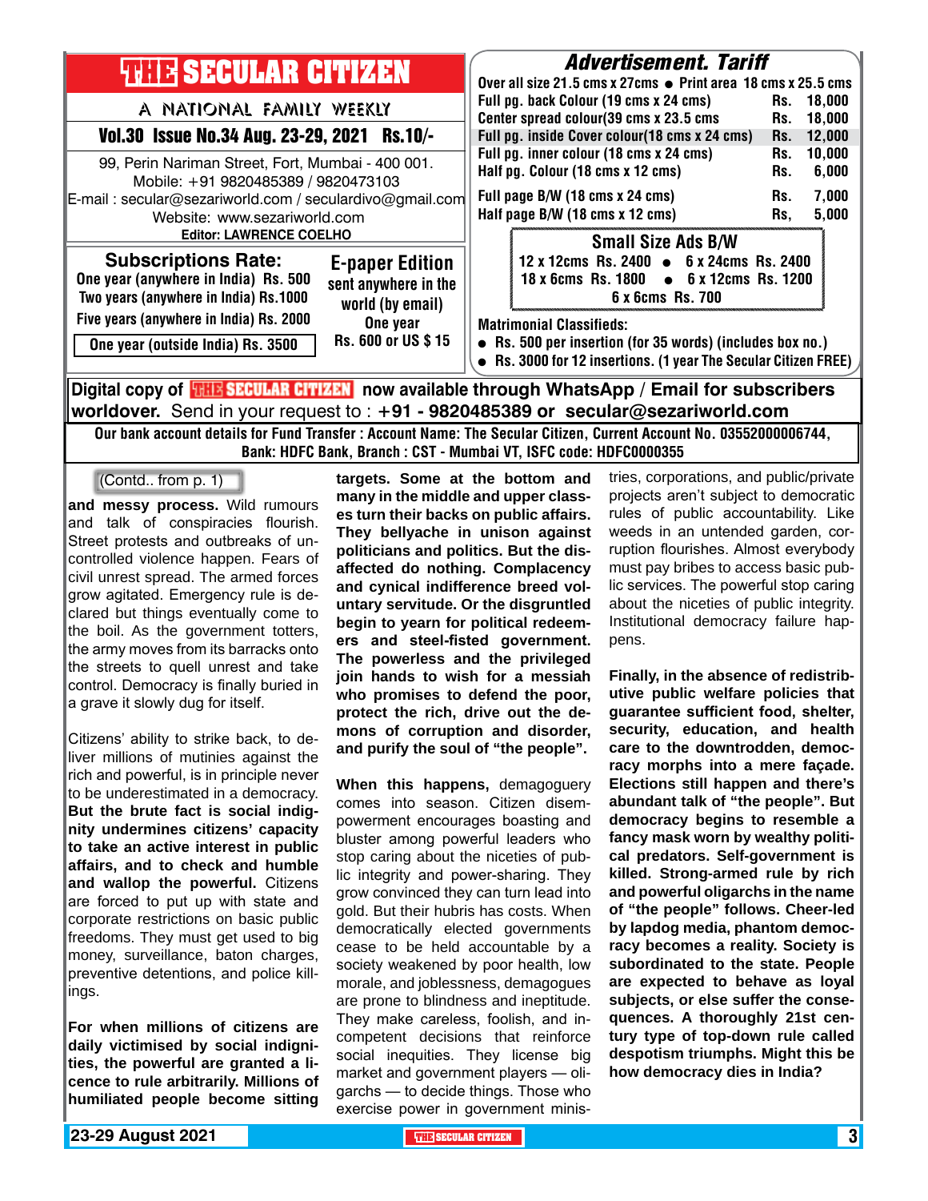# THE SECULAR CITIZEN

A NATIONAL FAMILY WEEKLY

**Vol.30 Issue No.34 Aug. 23-29, 2021 Rs.10/-**

99, Perin Nariman Street, Fort, Mumbai - 400 001.
Mobile: +91 9820485389 / 9820473103
E-mail : secular@sezariworld.com / seculardivo@gmail.com
Website: www.sezariworld.com
**Editor: LAWRENCE COELHO**

## Subscriptions Rate:

One year (anywhere in India) Rs. 500
Two years (anywhere in India) Rs.1000
Five years (anywhere in India) Rs. 2000
One year (outside India) Rs. 3500

## E-paper Edition

sent anywhere in the world (by email)
One year
Rs. 600 or US $ 15

## Advertisement. Tariff

Over all size 21.5 cms x 27cms ● Print area 18 cms x 25.5 cms

| | |
|---|---|
| Full pg. back Colour (19 cms x 24 cms) | Rs. 18,000 |
| Center spread colour(39 cms x 23.5 cms | Rs. 18,000 |
| Full pg. inside Cover colour(18 cms x 24 cms) | Rs. 12,000 |
| Full pg. inner colour (18 cms x 24 cms) | Rs. 10,000 |
| Half pg. Colour (18 cms x 12 cms) | Rs. 6,000 |
| Full page B/W (18 cms x 24 cms) | Rs. 7,000 |
| Half page B/W (18 cms x 12 cms) | Rs, 5,000 |

### Small Size Ads B/W

12 x 12cms Rs. 2400 ● 6 x 24cms Rs. 2400
18 x 6cms Rs. 1800 ● 6 x 12cms Rs. 1200
6 x 6cms Rs. 700

**Matrimonial Classifieds:**

- Rs. 500 per insertion (for 35 words) (includes box no.)
- Rs. 3000 for 12 insertions. (1 year The Secular Citizen FREE)

**Digital copy of THE SECULAR CITIZEN now available through WhatsApp / Email for subscribers worldover.** Send in your request to : **+91 - 9820485389 or secular@sezariworld.com**

**Our bank account details for Fund Transfer : Account Name: The Secular Citizen, Current Account No. 03552000006744, Bank: HDFC Bank, Branch : CST - Mumbai VT, ISFC code: HDFC0000355**

---

(Contd.. from p. 1)

**and messy process.** Wild rumours and talk of conspiracies flourish. Street protests and outbreaks of uncontrolled violence happen. Fears of civil unrest spread. The armed forces grow agitated. Emergency rule is declared but things eventually come to the boil. As the government totters, the army moves from its barracks onto the streets to quell unrest and take control. Democracy is finally buried in a grave it slowly dug for itself.

Citizens' ability to strike back, to deliver millions of mutinies against the rich and powerful, is in principle never to be underestimated in a democracy. **But the brute fact is social indignity undermines citizens' capacity to take an active interest in public affairs, and to check and humble and wallop the powerful.** Citizens are forced to put up with state and corporate restrictions on basic public freedoms. They must get used to big money, surveillance, baton charges, preventive detentions, and police killings.

**For when millions of citizens are daily victimised by social indignities, the powerful are granted a licence to rule arbitrarily. Millions of humiliated people become sitting targets. Some at the bottom and many in the middle and upper classes turn their backs on public affairs. They bellyache in unison against politicians and politics. But the disaffected do nothing. Complacency and cynical indifference breed voluntary servitude. Or the disgruntled begin to yearn for political redeemers and steel-fisted government. The powerless and the privileged join hands to wish for a messiah who promises to defend the poor, protect the rich, drive out the demons of corruption and disorder, and purify the soul of "the people".**

**When this happens,** demagoguery comes into season. Citizen disempowerment encourages boasting and bluster among powerful leaders who stop caring about the niceties of public integrity and power-sharing. They grow convinced they can turn lead into gold. But their hubris has costs. When democratically elected governments cease to be held accountable by a society weakened by poor health, low morale, and joblessness, demagogues are prone to blindness and ineptitude. They make careless, foolish, and incompetent decisions that reinforce social inequities. They license big market and government players — oligarchs — to decide things. Those who exercise power in government ministries, corporations, and public/private projects aren't subject to democratic rules of public accountability. Like weeds in an untended garden, corruption flourishes. Almost everybody must pay bribes to access basic public services. The powerful stop caring about the niceties of public integrity. Institutional democracy failure happens.

**Finally, in the absence of redistributive public welfare policies that guarantee sufficient food, shelter, security, education, and health care to the downtrodden, democracy morphs into a mere façade. Elections still happen and there's abundant talk of "the people". But democracy begins to resemble a fancy mask worn by wealthy political predators. Self-government is killed. Strong-armed rule by rich and powerful oligarchs in the name of "the people" follows. Cheer-led by lapdog media, phantom democracy becomes a reality. Society is subordinated to the state. People are expected to behave as loyal subjects, or else suffer the consequences. A thoroughly 21st century type of top-down rule called despotism triumphs. Might this be how democracy dies in India?**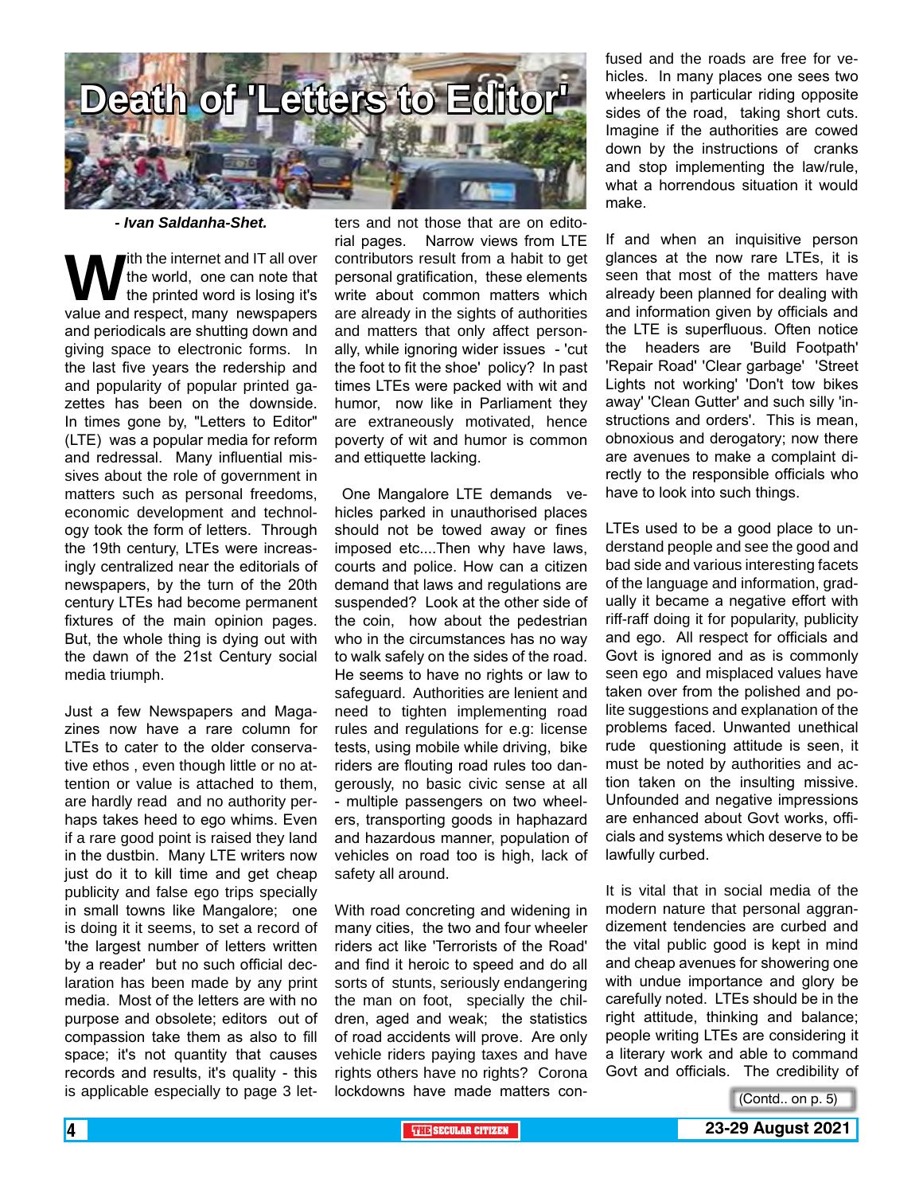# Death of 'Letters to Editor'

*- Ivan Saldanha-Shet.*

With the internet and IT all over the world, one can note that the printed word is losing it's value and respect, many newspapers and periodicals are shutting down and giving space to electronic forms. In the last five years the redership and and popularity of popular printed gazettes has been on the downside. In times gone by, "Letters to Editor" (LTE) was a popular media for reform and redressal. Many influential missives about the role of government in matters such as personal freedoms, economic development and technology took the form of letters. Through the 19th century, LTEs were increasingly centralized near the editorials of newspapers, by the turn of the 20th century LTEs had become permanent fixtures of the main opinion pages. But, the whole thing is dying out with the dawn of the 21st Century social media triumph.

Just a few Newspapers and Magazines now have a rare column for LTEs to cater to the older conservative ethos , even though little or no attention or value is attached to them, are hardly read and no authority perhaps takes heed to ego whims. Even if a rare good point is raised they land in the dustbin. Many LTE writers now just do it to kill time and get cheap publicity and false ego trips specially in small towns like Mangalore; one is doing it it seems, to set a record of 'the largest number of letters written by a reader' but no such official declaration has been made by any print media. Most of the letters are with no purpose and obsolete; editors out of compassion take them as also to fill space; it's not quantity that causes records and results, it's quality - this is applicable especially to page 3 letters and not those that are on editorial pages. Narrow views from LTE contributors result from a habit to get personal gratification, these elements write about common matters which are already in the sights of authorities and matters that only affect personally, while ignoring wider issues - 'cut the foot to fit the shoe' policy? In past times LTEs were packed with wit and humor, now like in Parliament they are extraneously motivated, hence poverty of wit and humor is common and ettiquette lacking.

One Mangalore LTE demands vehicles parked in unauthorised places should not be towed away or fines imposed etc....Then why have laws, courts and police. How can a citizen demand that laws and regulations are suspended? Look at the other side of the coin, how about the pedestrian who in the circumstances has no way to walk safely on the sides of the road. He seems to have no rights or law to safeguard. Authorities are lenient and need to tighten implementing road rules and regulations for e.g: license tests, using mobile while driving, bike riders are flouting road rules too dangerously, no basic civic sense at all - multiple passengers on two wheelers, transporting goods in haphazard and hazardous manner, population of vehicles on road too is high, lack of safety all around.

With road concreting and widening in many cities, the two and four wheeler riders act like 'Terrorists of the Road' and find it heroic to speed and do all sorts of stunts, seriously endangering the man on foot, specially the children, aged and weak; the statistics of road accidents will prove. Are only vehicle riders paying taxes and have rights others have no rights? Corona lockdowns have made matters confused and the roads are free for vehicles. In many places one sees two wheelers in particular riding opposite sides of the road, taking short cuts. Imagine if the authorities are cowed down by the instructions of cranks and stop implementing the law/rule, what a horrendous situation it would make.

If and when an inquisitive person glances at the now rare LTEs, it is seen that most of the matters have already been planned for dealing with and information given by officials and the LTE is superfluous. Often notice the headers are 'Build Footpath' 'Repair Road' 'Clear garbage' 'Street Lights not working' 'Don't tow bikes away' 'Clean Gutter' and such silly 'instructions and orders'. This is mean, obnoxious and derogatory; now there are avenues to make a complaint directly to the responsible officials who have to look into such things.

LTEs used to be a good place to understand people and see the good and bad side and various interesting facets of the language and information, gradually it became a negative effort with riff-raff doing it for popularity, publicity and ego. All respect for officials and Govt is ignored and as is commonly seen ego and misplaced values have taken over from the polished and polite suggestions and explanation of the problems faced. Unwanted unethical rude questioning attitude is seen, it must be noted by authorities and action taken on the insulting missive. Unfounded and negative impressions are enhanced about Govt works, officials and systems which deserve to be lawfully curbed.

It is vital that in social media of the modern nature that personal aggrandizement tendencies are curbed and the vital public good is kept in mind and cheap avenues for showering one with undue importance and glory be carefully noted. LTEs should be in the right attitude, thinking and balance; people writing LTEs are considering it a literary work and able to command Govt and officials. The credibility of

(Contd.. on p. 5)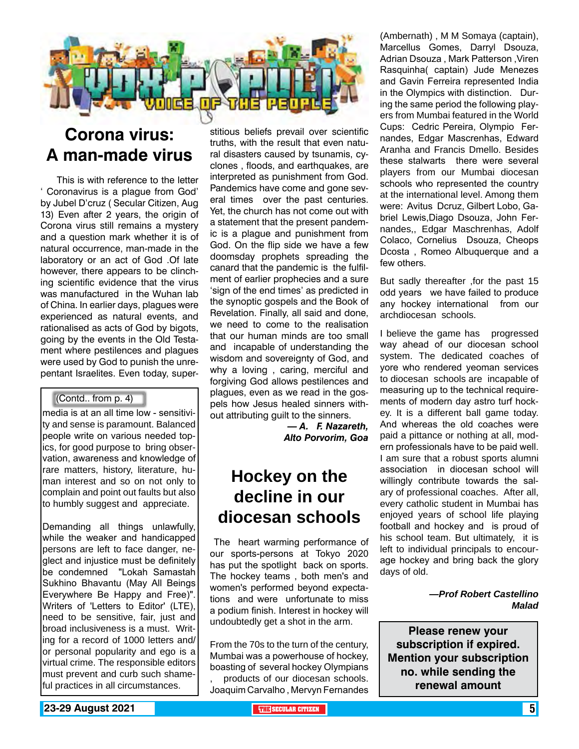# VOX POPULI

## VOICE OF THE PEOPLE

## Corona virus: A man-made virus

This is with reference to the letter ' Coronavirus is a plague from God' by Jubel D'cruz ( Secular Citizen, Aug 13) Even after 2 years, the origin of Corona virus still remains a mystery and a question mark whether it is of natural occurrence, man-made in the laboratory or an act of God .Of late however, there appears to be clinching scientific evidence that the virus was manufactured in the Wuhan lab of China. In earlier days, plagues were experienced as natural events, and rationalised as acts of God by bigots, going by the events in the Old Testament where pestilences and plagues were used by God to punish the unrepentant Israelites. Even today, superstitious beliefs prevail over scientific truths, with the result that even natural disasters caused by tsunamis, cyclones , floods, and earthquakes, are interpreted as punishment from God. Pandemics have come and gone several times over the past centuries. Yet, the church has not come out with a statement that the present pandemic is a plague and punishment from God. On the flip side we have a few doomsday prophets spreading the canard that the pandemic is the fulfilment of earlier prophecies and a sure 'sign of the end times' as predicted in the synoptic gospels and the Book of Revelation. Finally, all said and done, we need to come to the realisation that our human minds are too small and incapable of understanding the wisdom and sovereignty of God, and why a loving , caring, merciful and forgiving God allows pestilences and plagues, even as we read in the gospels how Jesus healed sinners without attributing guilt to the sinners.

*— A. F. Nazareth,*
*Alto Porvorim, Goa*

(Contd.. from p. 4)

media is at an all time low - sensitivity and sense is paramount. Balanced people write on various needed topics, for good purpose to bring observation, awareness and knowledge of rare matters, history, literature, human interest and so on not only to complain and point out faults but also to humbly suggest and appreciate.

Demanding all things unlawfully, while the weaker and handicapped persons are left to face danger, neglect and injustice must be definitely be condemned "Lokah Samastah Sukhino Bhavantu (May All Beings Everywhere Be Happy and Free)". Writers of 'Letters to Editor' (LTE), need to be sensitive, fair, just and broad inclusiveness is a must. Writing for a record of 1000 letters and/or personal popularity and ego is a virtual crime. The responsible editors must prevent and curb such shameful practices in all circumstances.

## Hockey on the decline in our diocesan schools

The heart warming performance of our sports-persons at Tokyo 2020 has put the spotlight back on sports. The hockey teams , both men's and women's performed beyond expectations and were unfortunate to miss a podium finish. Interest in hockey will undoubtedly get a shot in the arm.

From the 70s to the turn of the century, Mumbai was a powerhouse of hockey, boasting of several hockey Olympians , products of our diocesan schools. Joaquim Carvalho , Mervyn Fernandes (Ambernath) , M M Somaya (captain), Marcellus Gomes, Darryl Dsouza, Adrian Dsouza , Mark Patterson ,Viren Rasquinha( captain) Jude Menezes and Gavin Ferreira represented India in the Olympics with distinction. During the same period the following players from Mumbai featured in the World Cups: Cedric Pereira, Olympio Fernandes, Edgar Mascrenhas, Edward Aranha and Francis Dmello. Besides these stalwarts there were several players from our Mumbai diocesan schools who represented the country at the international level. Among them were: Avitus Dcruz, Gilbert Lobo, Gabriel Lewis,Diago Dsouza, John Fernandes,, Edgar Maschrenhas, Adolf Colaco, Cornelius Dsouza, Cheops Dcosta , Romeo Albuquerque and a few others.

But sadly thereafter ,for the past 15 odd years we have failed to produce any hockey international from our archdiocesan schools.

I believe the game has progressed way ahead of our diocesan school system. The dedicated coaches of yore who rendered yeoman services to diocesan schools are incapable of measuring up to the technical requirements of modern day astro turf hockey. It is a different ball game today. And whereas the old coaches were paid a pittance or nothing at all, modern professionals have to be paid well. I am sure that a robust sports alumni association in diocesan school will willingly contribute towards the salary of professional coaches. After all, every catholic student in Mumbai has enjoyed years of school life playing football and hockey and is proud of his school team. But ultimately, it is left to individual principals to encourage hockey and bring back the glory days of old.

*—Prof Robert Castellino*
*Malad*

**Please renew your subscription if expired. Mention your subscription no. while sending the renewal amount**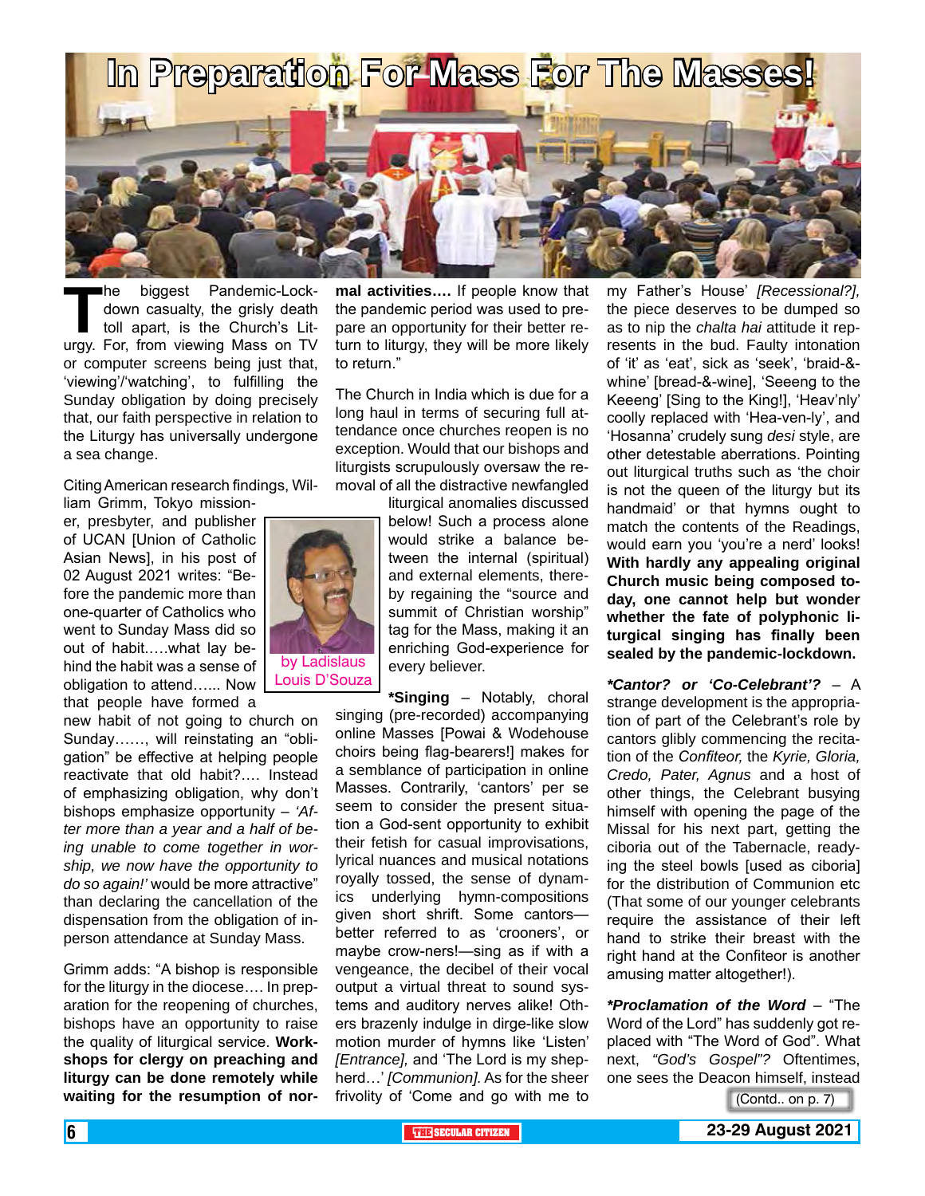# In Preparation For Mass For The Masses!

The biggest Pandemic-Lockdown casualty, the grisly death toll apart, is the Church's Liturgy. For, from viewing Mass on TV or computer screens being just that, 'viewing'/'watching', to fulfilling the Sunday obligation by doing precisely that, our faith perspective in relation to the Liturgy has universally undergone a sea change.

Citing American research findings, William Grimm, Tokyo missioner, presbyter, and publisher of UCAN [Union of Catholic Asian News], in his post of 02 August 2021 writes: "Before the pandemic more than one-quarter of Catholics who went to Sunday Mass did so out of habit…..what lay behind the habit was a sense of obligation to attend…... Now that people have formed a new habit of not going to church on Sunday……, will reinstating an "obligation" be effective at helping people reactivate that old habit?…. Instead of emphasizing obligation, why don't bishops emphasize opportunity – *'After more than a year and a half of being unable to come together in worship, we now have the opportunity to do so again!'* would be more attractive" than declaring the cancellation of the dispensation from the obligation of in-person attendance at Sunday Mass.

by Ladislaus Louis D'Souza

Grimm adds: "A bishop is responsible for the liturgy in the diocese…. In preparation for the reopening of churches, bishops have an opportunity to raise the quality of liturgical service. **Workshops for clergy on preaching and liturgy can be done remotely while waiting for the resumption of normal activities….** If people know that the pandemic period was used to prepare an opportunity for their better return to liturgy, they will be more likely to return."

The Church in India which is due for a long haul in terms of securing full attendance once churches reopen is no exception. Would that our bishops and liturgists scrupulously oversaw the removal of all the distractive newfangled liturgical anomalies discussed below! Such a process alone would strike a balance between the internal (spiritual) and external elements, thereby regaining the "source and summit of Christian worship" tag for the Mass, making it an enriching God-experience for every believer.

**\*Singing** – Notably, choral singing (pre-recorded) accompanying online Masses [Powai & Wodehouse choirs being flag-bearers!] makes for a semblance of participation in online Masses. Contrarily, 'cantors' per se seem to consider the present situation a God-sent opportunity to exhibit their fetish for casual improvisations, lyrical nuances and musical notations royally tossed, the sense of dynamics underlying hymn-compositions given short shrift. Some cantors—better referred to as 'crooners', or maybe crow-ners!—sing as if with a vengeance, the decibel of their vocal output a virtual threat to sound systems and auditory nerves alike! Others brazenly indulge in dirge-like slow motion murder of hymns like 'Listen' *[Entrance],* and 'The Lord is my shepherd…' *[Communion].* As for the sheer frivolity of 'Come and go with me to my Father's House' *[Recessional?],* the piece deserves to be dumped so as to nip the *chalta hai* attitude it represents in the bud. Faulty intonation of 'it' as 'eat', sick as 'seek', 'braid-&-whine' [bread-&-wine], 'Seeeng to the Keeeng' [Sing to the King!], 'Heav'nly' coolly replaced with 'Hea-ven-ly', and 'Hosanna' crudely sung *desi* style, are other detestable aberrations. Pointing out liturgical truths such as 'the choir is not the queen of the liturgy but its handmaid' or that hymns ought to match the contents of the Readings, would earn you 'you're a nerd' looks! **With hardly any appealing original Church music being composed today, one cannot help but wonder whether the fate of polyphonic liturgical singing has finally been sealed by the pandemic-lockdown.**

***\*Cantor? or 'Co-Celebrant'?*** – A strange development is the appropriation of part of the Celebrant's role by cantors glibly commencing the recitation of the *Confiteor,* the *Kyrie, Gloria, Credo, Pater, Agnus* and a host of other things, the Celebrant busying himself with opening the page of the Missal for his next part, getting the ciboria out of the Tabernacle, readying the steel bowls [used as ciboria] for the distribution of Communion etc (That some of our younger celebrants require the assistance of their left hand to strike their breast with the right hand at the Confiteor is another amusing matter altogether!).

***\*Proclamation of the Word*** – "The Word of the Lord" has suddenly got replaced with "The Word of God". What next, *"God's Gospel"?* Oftentimes, one sees the Deacon himself, instead

(Contd.. on p. 7)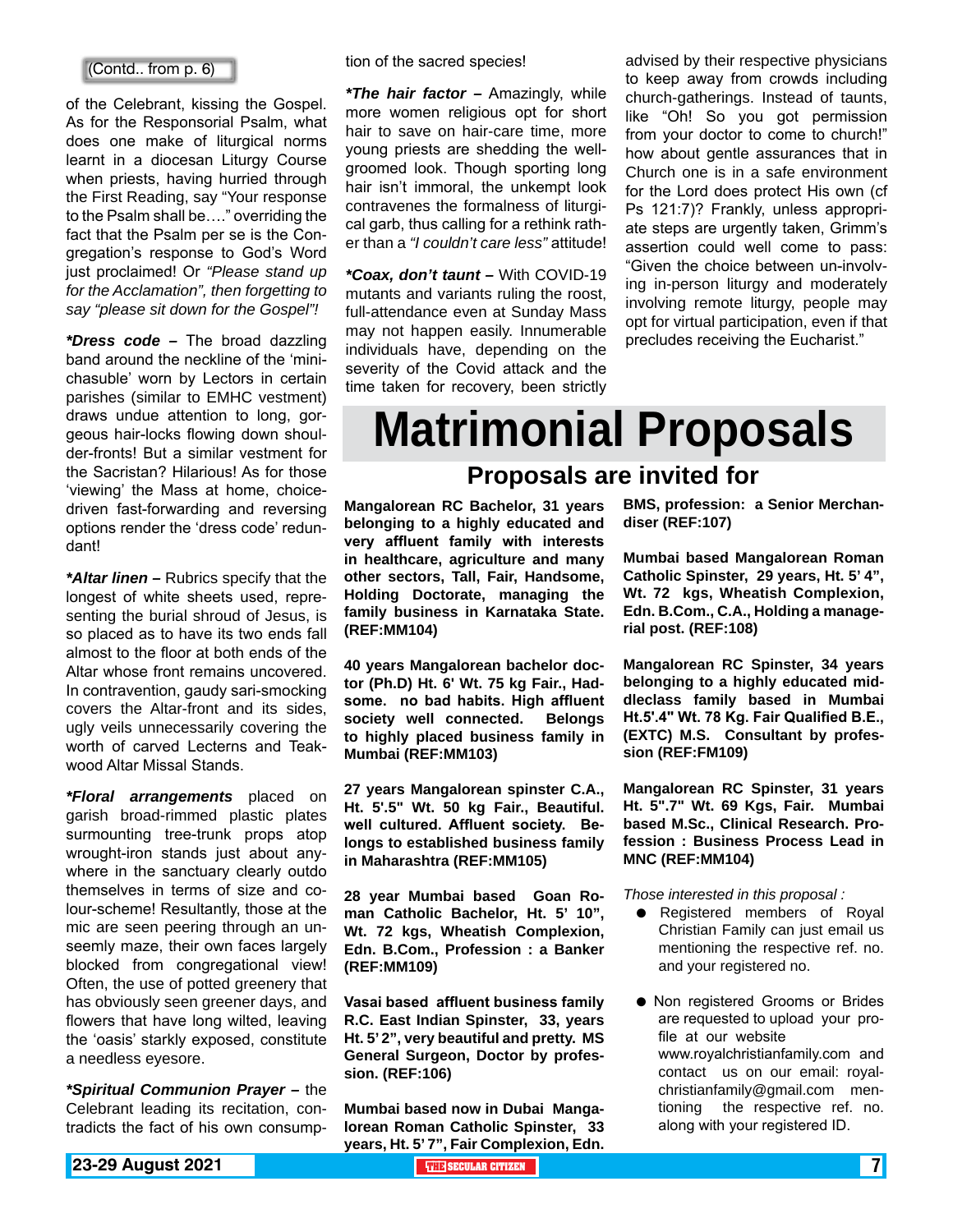(Contd.. from p. 6)

of the Celebrant, kissing the Gospel. As for the Responsorial Psalm, what does one make of liturgical norms learnt in a diocesan Liturgy Course when priests, having hurried through the First Reading, say "Your response to the Psalm shall be…." overriding the fact that the Psalm per se is the Congregation's response to God's Word just proclaimed! Or *"Please stand up for the Acclamation", then forgetting to say "please sit down for the Gospel"!*

***Dress code –** The broad dazzling band around the neckline of the 'mini-chasuble' worn by Lectors in certain parishes (similar to EMHC vestment) draws undue attention to long, gorgeous hair-locks flowing down shoulder-fronts! But a similar vestment for the Sacristan? Hilarious! As for those 'viewing' the Mass at home, choice-driven fast-forwarding and reversing options render the 'dress code' redundant!

***Altar linen –** Rubrics specify that the longest of white sheets used, representing the burial shroud of Jesus, is so placed as to have its two ends fall almost to the floor at both ends of the Altar whose front remains uncovered. In contravention, gaudy sari-smocking covers the Altar-front and its sides, ugly veils unnecessarily covering the worth of carved Lecterns and Teakwood Altar Missal Stands.

***Floral arrangements** placed on garish broad-rimmed plastic plates surmounting tree-trunk props atop wrought-iron stands just about anywhere in the sanctuary clearly outdo themselves in terms of size and colour-scheme! Resultantly, those at the mic are seen peering through an unseemly maze, their own faces largely blocked from congregational view! Often, the use of potted greenery that has obviously seen greener days, and flowers that have long wilted, leaving the 'oasis' starkly exposed, constitute a needless eyesore.

***Spiritual Communion Prayer –** the Celebrant leading its recitation, contradicts the fact of his own consumption of the sacred species!

***The hair factor –** Amazingly, while more women religious opt for short hair to save on hair-care time, more young priests are shedding the well-groomed look. Though sporting long hair isn't immoral, the unkempt look contravenes the formalness of liturgical garb, thus calling for a rethink rather than a *"I couldn't care less"* attitude!

***Coax, don't taunt –** With COVID-19 mutants and variants ruling the roost, full-attendance even at Sunday Mass may not happen easily. Innumerable individuals have, depending on the severity of the Covid attack and the time taken for recovery, been strictly advised by their respective physicians to keep away from crowds including church-gatherings. Instead of taunts, like "Oh! So you got permission from your doctor to come to church!" how about gentle assurances that in Church one is in a safe environment for the Lord does protect His own (cf Ps 121:7)? Frankly, unless appropriate steps are urgently taken, Grimm's assertion could well come to pass: "Given the choice between un-involving in-person liturgy and moderately involving remote liturgy, people may opt for virtual participation, even if that precludes receiving the Eucharist."

# Matrimonial Proposals

## Proposals are invited for

**Mangalorean RC Bachelor, 31 years belonging to a highly educated and very affluent family with interests in healthcare, agriculture and many other sectors, Tall, Fair, Handsome, Holding Doctorate, managing the family business in Karnataka State. (REF:MM104)**

**40 years Mangalorean bachelor doctor (Ph.D) Ht. 6' Wt. 75 kg Fair., Handsome. no bad habits. High affluent society well connected. Belongs to highly placed business family in Mumbai (REF:MM103)**

**27 years Mangalorean spinster C.A., Ht. 5'.5" Wt. 50 kg Fair., Beautiful. well cultured. Affluent society. Belongs to established business family in Maharashtra (REF:MM105)**

**28 year Mumbai based Goan Roman Catholic Bachelor, Ht. 5' 10", Wt. 72 kgs, Wheatish Complexion, Edn. B.Com., Profession : a Banker (REF:MM109)**

**Vasai based affluent business family R.C. East Indian Spinster, 33, years Ht. 5' 2", very beautiful and pretty. MS General Surgeon, Doctor by profession. (REF:106)**

**Mumbai based now in Dubai Mangalorean Roman Catholic Spinster, 33 years, Ht. 5' 7", Fair Complexion, Edn. BMS, profession: a Senior Merchandiser (REF:107)**

**Mumbai based Mangalorean Roman Catholic Spinster, 29 years, Ht. 5' 4", Wt. 72 kgs, Wheatish Complexion, Edn. B.Com., C.A., Holding a managerial post. (REF:108)**

**Mangalorean RC Spinster, 34 years belonging to a highly educated middleclass family based in Mumbai Ht.5'.4" Wt. 78 Kg. Fair Qualified B.E., (EXTC) M.S. Consultant by profession (REF:FM109)**

**Mangalorean RC Spinster, 31 years Ht. 5".7" Wt. 69 Kgs, Fair. Mumbai based M.Sc., Clinical Research. Profession : Business Process Lead in MNC (REF:MM104)**

*Those interested in this proposal :*

- Registered members of Royal Christian Family can just email us mentioning the respective ref. no. and your registered no.
- Non registered Grooms or Brides are requested to upload your profile at our website www.royalchristianfamily.com and contact us on our email: royalchristianfamily@gmail.com mentioning the respective ref. no. along with your registered ID.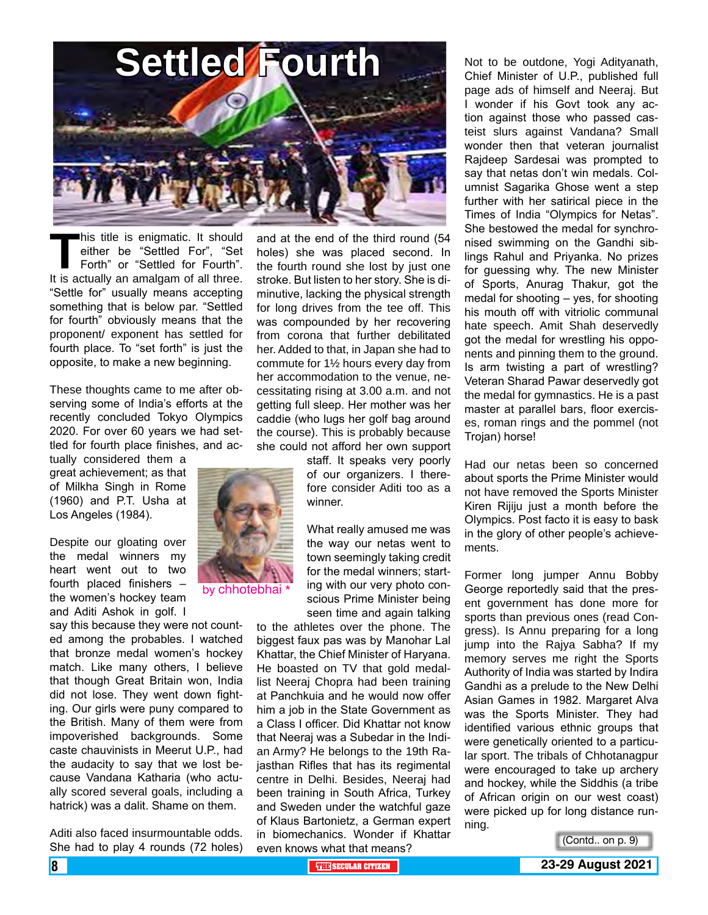# Settled Fourth

by chhotebhai *

This title is enigmatic. It should either be "Settled For", "Set Forth" or "Settled for Fourth". It is actually an amalgam of all three. "Settle for" usually means accepting something that is below par. "Settled for fourth" obviously means that the proponent/ exponent has settled for fourth place. To "set forth" is just the opposite, to make a new beginning.

These thoughts came to me after observing some of India's efforts at the recently concluded Tokyo Olympics 2020. For over 60 years we had settled for fourth place finishes, and actually considered them a great achievement; as that of Milkha Singh in Rome (1960) and P.T. Usha at Los Angeles (1984).

Despite our gloating over the medal winners my heart went out to two fourth placed finishers – the women's hockey team and Aditi Ashok in golf. I say this because they were not counted among the probables. I watched that bronze medal women's hockey match. Like many others, I believe that though Great Britain won, India did not lose. They went down fighting. Our girls were puny compared to the British. Many of them were from impoverished backgrounds. Some caste chauvinists in Meerut U.P., had the audacity to say that we lost because Vandana Katharia (who actually scored several goals, including a hatrick) was a dalit. Shame on them.

Aditi also faced insurmountable odds. She had to play 4 rounds (72 holes) and at the end of the third round (54 holes) she was placed second. In the fourth round she lost by just one stroke. But listen to her story. She is diminutive, lacking the physical strength for long drives from the tee off. This was compounded by her recovering from corona that further debilitated her. Added to that, in Japan she had to commute for 1½ hours every day from her accommodation to the venue, necessitating rising at 3.00 a.m. and not getting full sleep. Her mother was her caddie (who lugs her golf bag around the course). This is probably because she could not afford her own support staff. It speaks very poorly of our organizers. I therefore consider Aditi too as a winner.

What really amused me was the way our netas went to town seemingly taking credit for the medal winners; starting with our very photo conscious Prime Minister being seen time and again talking to the athletes over the phone. The biggest faux pas was by Manohar Lal Khattar, the Chief Minister of Haryana. He boasted on TV that gold medallist Neeraj Chopra had been training at Panchkuia and he would now offer him a job in the State Government as a Class I officer. Did Khattar not know that Neeraj was a Subedar in the Indian Army? He belongs to the 19th Rajasthan Rifles that has its regimental centre in Delhi. Besides, Neeraj had been training in South Africa, Turkey and Sweden under the watchful gaze of Klaus Bartonietz, a German expert in biomechanics. Wonder if Khattar even knows what that means?

Not to be outdone, Yogi Adityanath, Chief Minister of U.P., published full page ads of himself and Neeraj. But I wonder if his Govt took any action against those who passed casteist slurs against Vandana? Small wonder then that veteran journalist Rajdeep Sardesai was prompted to say that netas don't win medals. Columnist Sagarika Ghose went a step further with her satirical piece in the Times of India "Olympics for Netas". She bestowed the medal for synchronised swimming on the Gandhi siblings Rahul and Priyanka. No prizes for guessing why. The new Minister of Sports, Anurag Thakur, got the medal for shooting – yes, for shooting his mouth off with vitriolic communal hate speech. Amit Shah deservedly got the medal for wrestling his opponents and pinning them to the ground. Is arm twisting a part of wrestling? Veteran Sharad Pawar deservedly got the medal for gymnastics. He is a past master at parallel bars, floor exercises, roman rings and the pommel (not Trojan) horse!

Had our netas been so concerned about sports the Prime Minister would not have removed the Sports Minister Kiren Rijiju just a month before the Olympics. Post facto it is easy to bask in the glory of other people's achievements.

Former long jumper Annu Bobby George reportedly said that the present government has done more for sports than previous ones (read Congress). Is Annu preparing for a long jump into the Rajya Sabha? If my memory serves me right the Sports Authority of India was started by Indira Gandhi as a prelude to the New Delhi Asian Games in 1982. Margaret Alva was the Sports Minister. They had identified various ethnic groups that were genetically oriented to a particular sport. The tribals of Chhotanagpur were encouraged to take up archery and hockey, while the Siddhis (a tribe of African origin on our west coast) were picked up for long distance running.

(Contd.. on p. 9)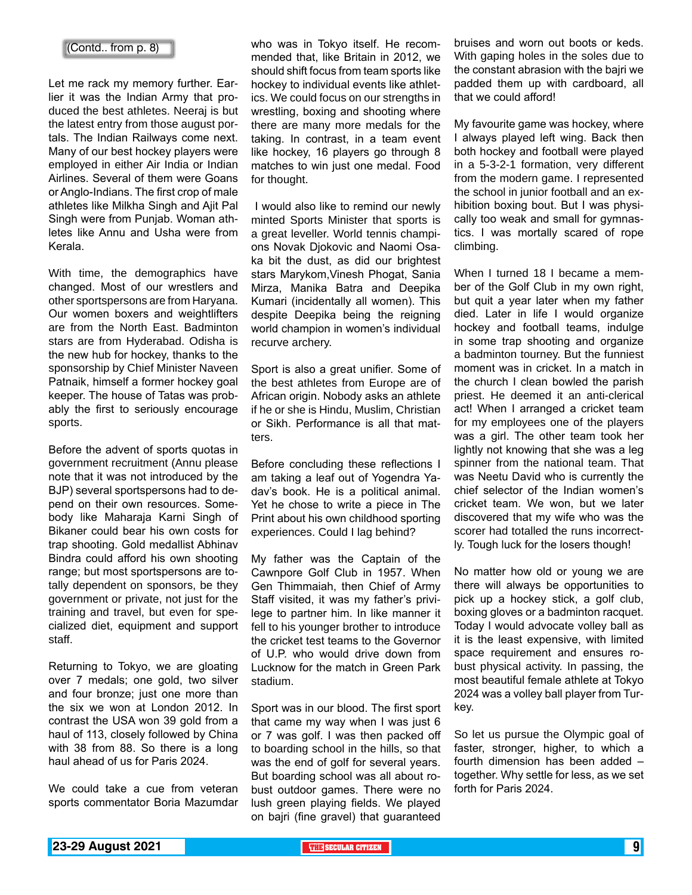(Contd.. from p. 8)

Let me rack my memory further. Earlier it was the Indian Army that produced the best athletes. Neeraj is but the latest entry from those august portals. The Indian Railways come next. Many of our best hockey players were employed in either Air India or Indian Airlines. Several of them were Goans or Anglo-Indians. The first crop of male athletes like Milkha Singh and Ajit Pal Singh were from Punjab. Woman athletes like Annu and Usha were from Kerala.

With time, the demographics have changed. Most of our wrestlers and other sportspersons are from Haryana. Our women boxers and weightlifters are from the North East. Badminton stars are from Hyderabad. Odisha is the new hub for hockey, thanks to the sponsorship by Chief Minister Naveen Patnaik, himself a former hockey goal keeper. The house of Tatas was probably the first to seriously encourage sports.

Before the advent of sports quotas in government recruitment (Annu please note that it was not introduced by the BJP) several sportspersons had to depend on their own resources. Somebody like Maharaja Karni Singh of Bikaner could bear his own costs for trap shooting. Gold medallist Abhinav Bindra could afford his own shooting range; but most sportspersons are totally dependent on sponsors, be they government or private, not just for the training and travel, but even for specialized diet, equipment and support staff.

Returning to Tokyo, we are gloating over 7 medals; one gold, two silver and four bronze; just one more than the six we won at London 2012. In contrast the USA won 39 gold from a haul of 113, closely followed by China with 38 from 88. So there is a long haul ahead of us for Paris 2024.

We could take a cue from veteran sports commentator Boria Mazumdar who was in Tokyo itself. He recommended that, like Britain in 2012, we should shift focus from team sports like hockey to individual events like athletics. We could focus on our strengths in wrestling, boxing and shooting where there are many more medals for the taking. In contrast, in a team event like hockey, 16 players go through 8 matches to win just one medal. Food for thought.

I would also like to remind our newly minted Sports Minister that sports is a great leveller. World tennis champions Novak Djokovic and Naomi Osaka bit the dust, as did our brightest stars Marykom,Vinesh Phogat, Sania Mirza, Manika Batra and Deepika Kumari (incidentally all women). This despite Deepika being the reigning world champion in women's individual recurve archery.

Sport is also a great unifier. Some of the best athletes from Europe are of African origin. Nobody asks an athlete if he or she is Hindu, Muslim, Christian or Sikh. Performance is all that matters.

Before concluding these reflections I am taking a leaf out of Yogendra Yadav's book. He is a political animal. Yet he chose to write a piece in The Print about his own childhood sporting experiences. Could I lag behind?

My father was the Captain of the Cawnpore Golf Club in 1957. When Gen Thimmaiah, then Chief of Army Staff visited, it was my father's privilege to partner him. In like manner it fell to his younger brother to introduce the cricket test teams to the Governor of U.P. who would drive down from Lucknow for the match in Green Park stadium.

Sport was in our blood. The first sport that came my way when I was just 6 or 7 was golf. I was then packed off to boarding school in the hills, so that was the end of golf for several years. But boarding school was all about robust outdoor games. There were no lush green playing fields. We played on bajri (fine gravel) that guaranteed bruises and worn out boots or keds. With gaping holes in the soles due to the constant abrasion with the bajri we padded them up with cardboard, all that we could afford!

My favourite game was hockey, where I always played left wing. Back then both hockey and football were played in a 5-3-2-1 formation, very different from the modern game. I represented the school in junior football and an exhibition boxing bout. But I was physically too weak and small for gymnastics. I was mortally scared of rope climbing.

When I turned 18 I became a member of the Golf Club in my own right, but quit a year later when my father died. Later in life I would organize hockey and football teams, indulge in some trap shooting and organize a badminton tourney. But the funniest moment was in cricket. In a match in the church I clean bowled the parish priest. He deemed it an anti-clerical act! When I arranged a cricket team for my employees one of the players was a girl. The other team took her lightly not knowing that she was a leg spinner from the national team. That was Neetu David who is currently the chief selector of the Indian women's cricket team. We won, but we later discovered that my wife who was the scorer had totalled the runs incorrectly. Tough luck for the losers though!

No matter how old or young we are there will always be opportunities to pick up a hockey stick, a golf club, boxing gloves or a badminton racquet. Today I would advocate volley ball as it is the least expensive, with limited space requirement and ensures robust physical activity. In passing, the most beautiful female athlete at Tokyo 2024 was a volley ball player from Turkey.

So let us pursue the Olympic goal of faster, stronger, higher, to which a fourth dimension has been added – together. Why settle for less, as we set forth for Paris 2024.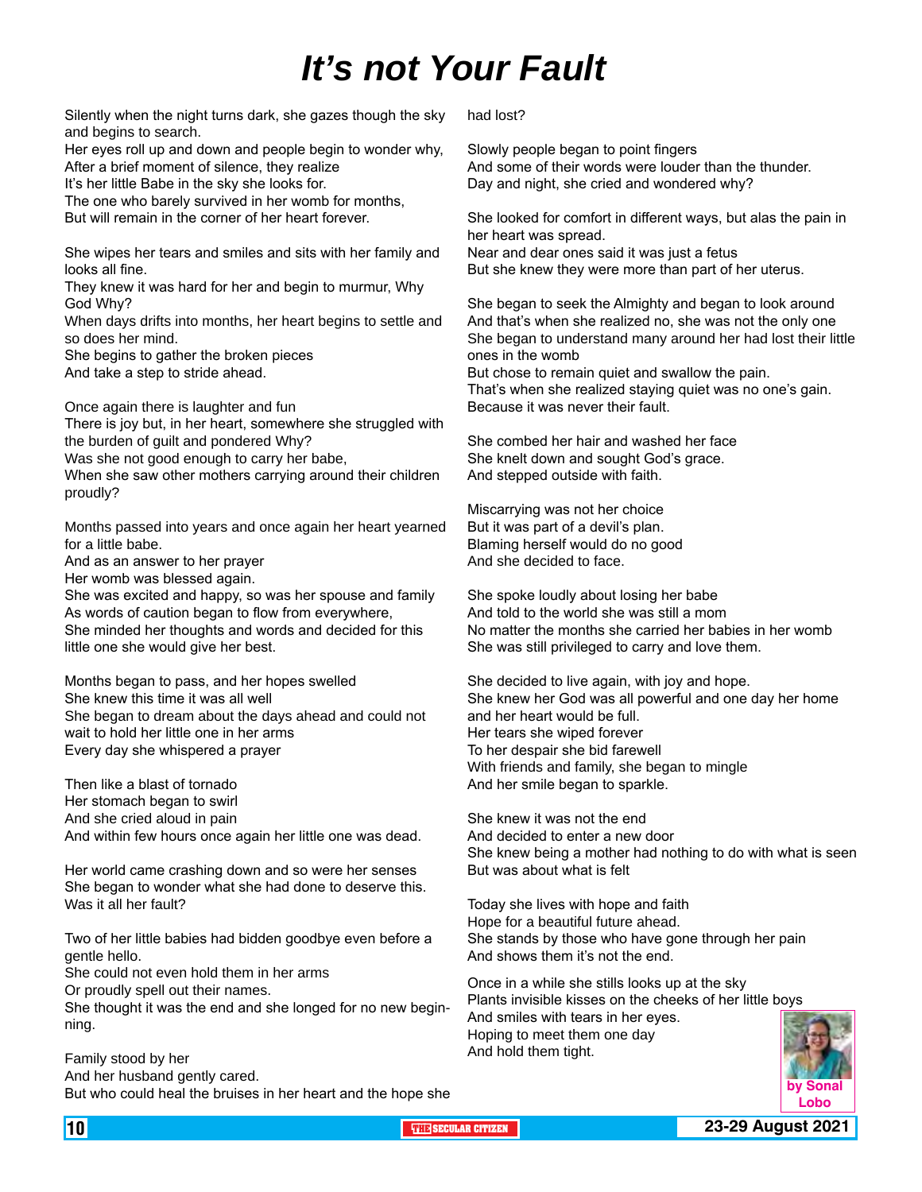# *It's not Your Fault*

Silently when the night turns dark, she gazes though the sky and begins to search.
Her eyes roll up and down and people begin to wonder why,
After a brief moment of silence, they realize
It's her little Babe in the sky she looks for.
The one who barely survived in her womb for months,
But will remain in the corner of her heart forever.

She wipes her tears and smiles and sits with her family and looks all fine.
They knew it was hard for her and begin to murmur, Why God Why?
When days drifts into months, her heart begins to settle and so does her mind.
She begins to gather the broken pieces
And take a step to stride ahead.

Once again there is laughter and fun
There is joy but, in her heart, somewhere she struggled with the burden of guilt and pondered Why?
Was she not good enough to carry her babe,
When she saw other mothers carrying around their children proudly?

Months passed into years and once again her heart yearned for a little babe.
And as an answer to her prayer
Her womb was blessed again.
She was excited and happy, so was her spouse and family
As words of caution began to flow from everywhere,
She minded her thoughts and words and decided for this little one she would give her best.

Months began to pass, and her hopes swelled
She knew this time it was all well
She began to dream about the days ahead and could not wait to hold her little one in her arms
Every day she whispered a prayer

Then like a blast of tornado
Her stomach began to swirl
And she cried aloud in pain
And within few hours once again her little one was dead.

Her world came crashing down and so were her senses
She began to wonder what she had done to deserve this.
Was it all her fault?

Two of her little babies had bidden goodbye even before a gentle hello.
She could not even hold them in her arms
Or proudly spell out their names.
She thought it was the end and she longed for no new beginning.

Family stood by her
And her husband gently cared.
But who could heal the bruises in her heart and the hope she had lost?

Slowly people began to point fingers
And some of their words were louder than the thunder.
Day and night, she cried and wondered why?

She looked for comfort in different ways, but alas the pain in her heart was spread.
Near and dear ones said it was just a fetus
But she knew they were more than part of her uterus.

She began to seek the Almighty and began to look around
And that's when she realized no, she was not the only one
She began to understand many around her had lost their little ones in the womb
But chose to remain quiet and swallow the pain.
That's when she realized staying quiet was no one's gain.
Because it was never their fault.

She combed her hair and washed her face
She knelt down and sought God's grace.
And stepped outside with faith.

Miscarrying was not her choice
But it was part of a devil's plan.
Blaming herself would do no good
And she decided to face.

She spoke loudly about losing her babe
And told to the world she was still a mom
No matter the months she carried her babies in her womb
She was still privileged to carry and love them.

She decided to live again, with joy and hope.
She knew her God was all powerful and one day her home and her heart would be full.
Her tears she wiped forever
To her despair she bid farewell
With friends and family, she began to mingle
And her smile began to sparkle.

She knew it was not the end
And decided to enter a new door
She knew being a mother had nothing to do with what is seen
But was about what is felt

Today she lives with hope and faith
Hope for a beautiful future ahead.
She stands by those who have gone through her pain
And shows them it's not the end.

Once in a while she stills looks up at the sky
Plants invisible kisses on the cheeks of her little boys
And smiles with tears in her eyes.
Hoping to meet them one day
And hold them tight.

**by Sonal Lobo**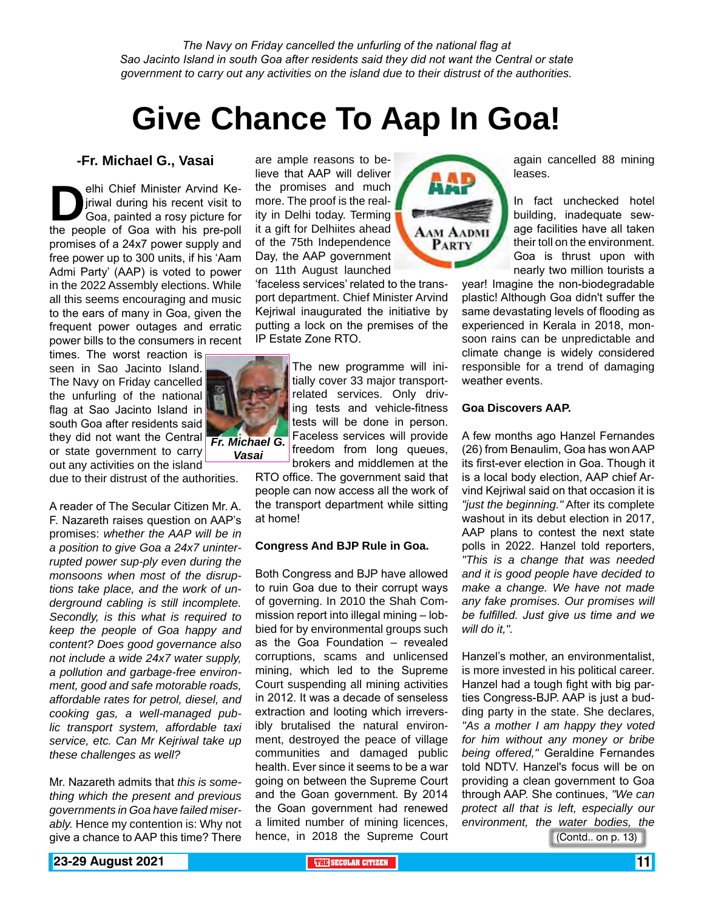*The Navy on Friday cancelled the unfurling of the national flag at Sao Jacinto Island in south Goa after residents said they did not want the Central or state government to carry out any activities on the island due to their distrust of the authorities.*

# Give Chance To Aap In Goa!

**-Fr. Michael G., Vasai**

Delhi Chief Minister Arvind Kejriwal during his recent visit to Goa, painted a rosy picture for the people of Goa with his pre-poll promises of a 24x7 power supply and free power up to 300 units, if his 'Aam Admi Party' (AAP) is voted to power in the 2022 Assembly elections. While all this seems encouraging and music to the ears of many in Goa, given the frequent power outages and erratic power bills to the consumers in recent times. The worst reaction is seen in Sao Jacinto Island. The Navy on Friday cancelled the unfurling of the national flag at Sao Jacinto Island in south Goa after residents said they did not want the Central or state government to carry out any activities on the island due to their distrust of the authorities.

**Fr. Michael G. Vasai**

A reader of The Secular Citizen Mr. A. F. Nazareth raises question on AAP's promises: *whether the AAP will be in a position to give Goa a 24x7 uninterrupted power sup-ply even during the monsoons when most of the disruptions take place, and the work of underground cabling is still incomplete. Secondly, is this what is required to keep the people of Goa happy and content? Does good governance also not include a wide 24x7 water supply, a pollution and garbage-free environment, good and safe motorable roads, affordable rates for petrol, diesel, and cooking gas, a well-managed public transport system, affordable taxi service, etc. Can Mr Kejriwal take up these challenges as well?*

Mr. Nazareth admits that *this is something which the present and previous governments in Goa have failed miserably.* Hence my contention is: Why not give a chance to AAP this time? There are ample reasons to believe that AAP will deliver the promises and much more. The proof is the reality in Delhi today. Terming it a gift for Delhiites ahead of the 75th Independence Day, the AAP government on 11th August launched 'faceless services' related to the transport department. Chief Minister Arvind Kejriwal inaugurated the initiative by putting a lock on the premises of the IP Estate Zone RTO.

The new programme will initially cover 33 major transport-related services. Only driving tests and vehicle-fitness tests will be done in person. Faceless services will provide freedom from long queues, brokers and middlemen at the RTO office. The government said that people can now access all the work of the transport department while sitting at home!

**Congress And BJP Rule in Goa.**

Both Congress and BJP have allowed to ruin Goa due to their corrupt ways of governing. In 2010 the Shah Commission report into illegal mining – lobbied for by environmental groups such as the Goa Foundation – revealed corruptions, scams and unlicensed mining, which led to the Supreme Court suspending all mining activities in 2012. It was a decade of senseless extraction and looting which irreversibly brutalised the natural environment, destroyed the peace of village communities and damaged public health. Ever since it seems to be a war going on between the Supreme Court and the Goan government. By 2014 the Goan government had renewed a limited number of mining licences, hence, in 2018 the Supreme Court again cancelled 88 mining leases.

In fact unchecked hotel building, inadequate sewage facilities have all taken their toll on the environment. Goa is thrust upon with nearly two million tourists a year! Imagine the non-biodegradable plastic! Although Goa didn't suffer the same devastating levels of flooding as experienced in Kerala in 2018, monsoon rains can be unpredictable and climate change is widely considered responsible for a trend of damaging weather events.

**Goa Discovers AAP.**

A few months ago Hanzel Fernandes (26) from Benaulim, Goa has won AAP its first-ever election in Goa. Though it is a local body election, AAP chief Arvind Kejriwal said on that occasion it is *"just the beginning."* After its complete washout in its debut election in 2017, AAP plans to contest the next state polls in 2022. Hanzel told reporters, *"This is a change that was needed and it is good people have decided to make a change. We have not made any fake promises. Our promises will be fulfilled. Just give us time and we will do it,".*

Hanzel's mother, an environmentalist, is more invested in his political career. Hanzel had a tough fight with big parties Congress-BJP. AAP is just a budding party in the state. She declares, *"As a mother I am happy they voted for him without any money or bribe being offered,"* Geraldine Fernandes told NDTV. Hanzel's focus will be on providing a clean government to Goa through AAP. She continues, *"We can protect all that is left, especially our environment, the water bodies, the*

(Contd.. on p. 13)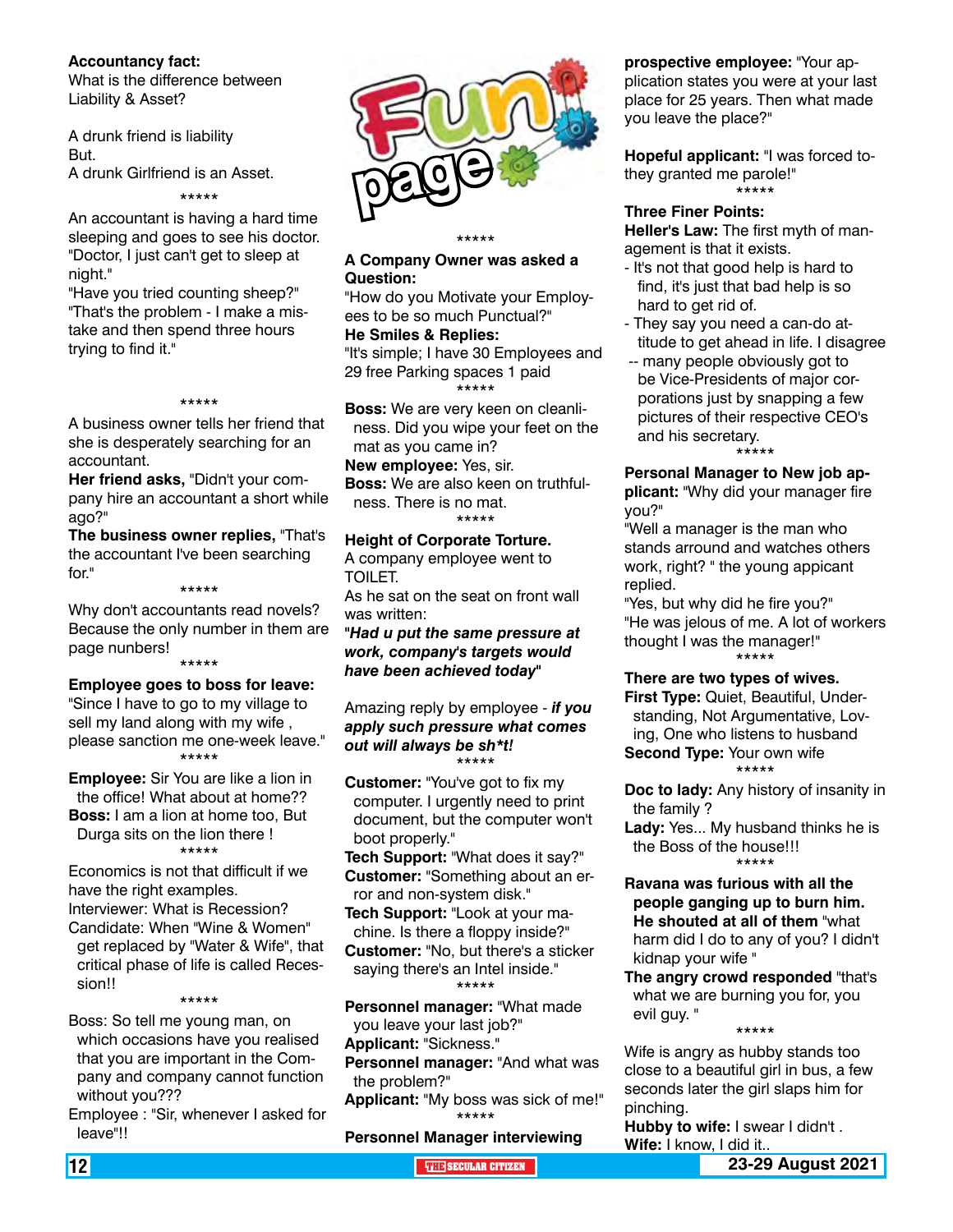**Accountancy fact:**
What is the difference between Liability & Asset?

A drunk friend is liability
But.
A drunk Girlfriend is an Asset.

\*\*\*\*\*

An accountant is having a hard time sleeping and goes to see his doctor. "Doctor, I just can't get to sleep at night."
"Have you tried counting sheep?"
"That's the problem - I make a mistake and then spend three hours trying to find it."

\*\*\*\*\*

A business owner tells her friend that she is desperately searching for an accountant.
**Her friend asks,** "Didn't your company hire an accountant a short while ago?"
**The business owner replies,** "That's the accountant I've been searching for."

\*\*\*\*\*

Why don't accountants read novels? Because the only number in them are page nunbers!

\*\*\*\*\*

**Employee goes to boss for leave:**
"Since I have to go to my village to sell my land along with my wife , please sanction me one-week leave."

\*\*\*\*\*

**Employee:** Sir You are like a lion in the office! What about at home??
**Boss:** I am a lion at home too, But Durga sits on the lion there !

\*\*\*\*\*

Economics is not that difficult if we have the right examples.
Interviewer: What is Recession?
Candidate: When "Wine & Women" get replaced by "Water & Wife", that critical phase of life is called Recession!!

\*\*\*\*\*

Boss: So tell me young man, on which occasions have you realised that you are important in the Company and company cannot function without you???
Employee : "Sir, whenever I asked for leave"!!

# Fun page

\*\*\*\*\*

**A Company Owner was asked a Question:**
"How do you Motivate your Employees to be so much Punctual?"
**He Smiles & Replies:**
"It's simple; I have 30 Employees and 29 free Parking spaces 1 paid

\*\*\*\*\*

**Boss:** We are very keen on cleanliness. Did you wipe your feet on the mat as you came in?
**New employee:** Yes, sir.
**Boss:** We are also keen on truthfulness. There is no mat.

\*\*\*\*\*

**Height of Corporate Torture.**
A company employee went to TOILET.
As he sat on the seat on front wall was written:
"***Had u put the same pressure at work, company's targets would have been achieved today***"

Amazing reply by employee - ***if you apply such pressure what comes out will always be sh\*t!***

\*\*\*\*\*

**Customer:** "You've got to fix my computer. I urgently need to print document, but the computer won't boot properly."
**Tech Support:** "What does it say?"
**Customer:** "Something about an error and non-system disk."
**Tech Support:** "Look at your machine. Is there a floppy inside?"
**Customer:** "No, but there's a sticker saying there's an Intel inside."

\*\*\*\*\*

**Personnel manager:** "What made you leave your last job?"
**Applicant:** "Sickness."
**Personnel manager:** "And what was the problem?"
**Applicant:** "My boss was sick of me!"

\*\*\*\*\*

**Personnel Manager interviewing prospective employee:** "Your application states you were at your last place for 25 years. Then what made you leave the place?"

**Hopeful applicant:** "I was forced to-they granted me parole!"

\*\*\*\*\*

**Three Finer Points:**
**Heller's Law:** The first myth of management is that it exists.
- It's not that good help is hard to find, it's just that bad help is so hard to get rid of.
- They say you need a can-do attitude to get ahead in life. I disagree -- many people obviously got to be Vice-Presidents of major corporations just by snapping a few pictures of their respective CEO's and his secretary.

\*\*\*\*\*

**Personal Manager to New job applicant:** "Why did your manager fire you?"
"Well a manager is the man who stands arround and watches others work, right? " the young applicant replied.
"Yes, but why did he fire you?"
"He was jelous of me. A lot of workers thought I was the manager!"

\*\*\*\*\*

**There are two types of wives.**
**First Type:** Quiet, Beautiful, Understanding, Not Argumentative, Loving, One who listens to husband
**Second Type:** Your own wife

\*\*\*\*\*

**Doc to lady:** Any history of insanity in the family ?
**Lady:** Yes... My husband thinks he is the Boss of the house!!!

\*\*\*\*\*

**Ravana was furious with all the people ganging up to burn him. He shouted at all of them** "what harm did I do to any of you? I didn't kidnap your wife "
**The angry crowd responded** "that's what we are burning you for, you evil guy. "

\*\*\*\*\*

Wife is angry as hubby stands too close to a beautiful girl in bus, a few seconds later the girl slaps him for pinching.
**Hubby to wife:** I swear I didn't .
**Wife:** I know, I did it..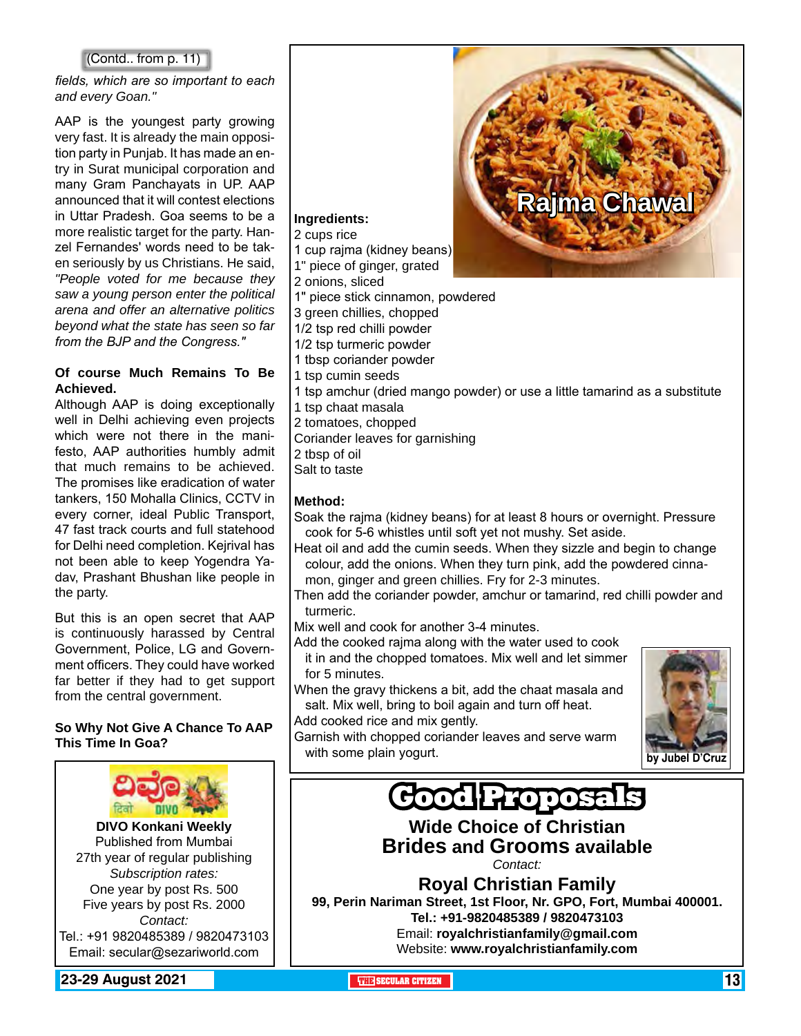(Contd.. from p. 11)

*fields, which are so important to each and every Goan."*

AAP is the youngest party growing very fast. It is already the main opposition party in Punjab. It has made an entry in Surat municipal corporation and many Gram Panchayats in UP. AAP announced that it will contest elections in Uttar Pradesh. Goa seems to be a more realistic target for the party. Hanzel Fernandes' words need to be taken seriously by us Christians. He said, *"People voted for me because they saw a young person enter the political arena and offer an alternative politics beyond what the state has seen so far from the BJP and the Congress."*

**Of course Much Remains To Be Achieved.**

Although AAP is doing exceptionally well in Delhi achieving even projects which were not there in the manifesto, AAP authorities humbly admit that much remains to be achieved. The promises like eradication of water tankers, 150 Mohalla Clinics, CCTV in every corner, ideal Public Transport, 47 fast track courts and full statehood for Delhi need completion. Kejrival has not been able to keep Yogendra Yadav, Prashant Bhushan like people in the party.

But this is an open secret that AAP is continuously harassed by Central Government, Police, LG and Government officers. They could have worked far better if they had to get support from the central government.

**So Why Not Give A Chance To AAP This Time In Goa?**

---

# Rajma Chawal

**Ingredients:**

2 cups rice
1 cup rajma (kidney beans)
1" piece of ginger, grated
2 onions, sliced
1" piece stick cinnamon, powdered
3 green chillies, chopped
1/2 tsp red chilli powder
1/2 tsp turmeric powder
1 tbsp coriander powder
1 tsp cumin seeds
1 tsp amchur (dried mango powder) or use a little tamarind as a substitute
1 tsp chaat masala
2 tomatoes, chopped
Coriander leaves for garnishing
2 tbsp of oil
Salt to taste

**Method:**

Soak the rajma (kidney beans) for at least 8 hours or overnight. Pressure cook for 5-6 whistles until soft yet not mushy. Set aside.

Heat oil and add the cumin seeds. When they sizzle and begin to change colour, add the onions. When they turn pink, add the powdered cinnamon, ginger and green chillies. Fry for 2-3 minutes.

Then add the coriander powder, amchur or tamarind, red chilli powder and turmeric.

Mix well and cook for another 3-4 minutes.

Add the cooked rajma along with the water used to cook it in and the chopped tomatoes. Mix well and let simmer for 5 minutes.

When the gravy thickens a bit, add the chaat masala and salt. Mix well, bring to boil again and turn off heat.

Add cooked rice and mix gently.

Garnish with chopped coriander leaves and serve warm with some plain yogurt.

by Jubel D'Cruz

---

दिवो DIVO

**DIVO Konkani Weekly**
Published from Mumbai
27th year of regular publishing
*Subscription rates:*
One year by post Rs. 500
Five years by post Rs. 2000
*Contact:*
Tel.: +91 9820485389 / 9820473103
Email: secular@sezariworld.com

---

# Good Proposals

**Wide Choice of Christian Brides and Grooms available**

*Contact:*

**Royal Christian Family**
**99, Perin Nariman Street, 1st Floor, Nr. GPO, Fort, Mumbai 400001.**
**Tel.: +91-9820485389 / 9820473103**
Email: **royalchristianfamily@gmail.com**
Website: **www.royalchristianfamily.com**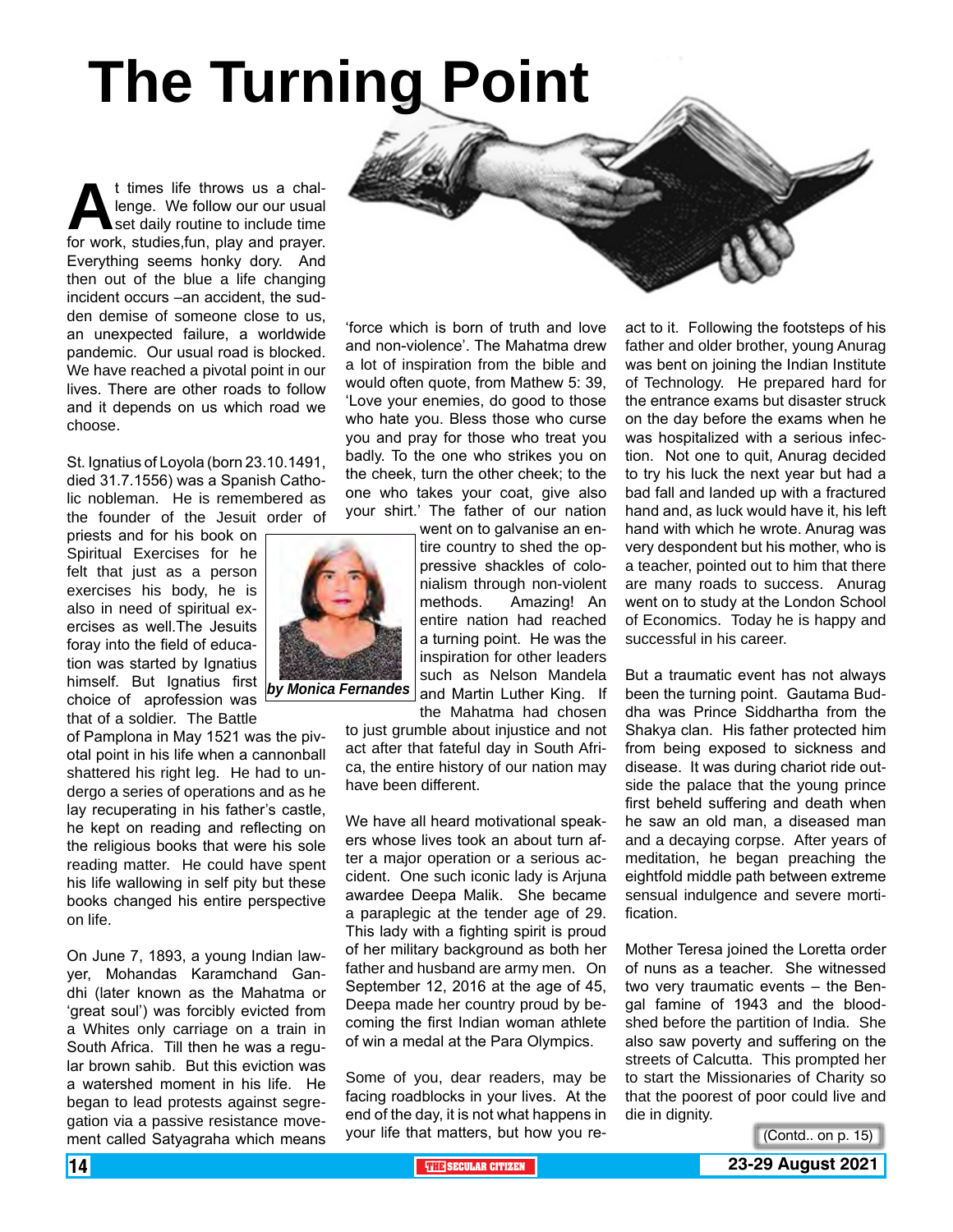# The Turning Point

*by Monica Fernandes*

At times life throws us a challenge. We follow our our usual set daily routine to include time for work, studies,fun, play and prayer. Everything seems honky dory. And then out of the blue a life changing incident occurs –an accident, the sudden demise of someone close to us, an unexpected failure, a worldwide pandemic. Our usual road is blocked. We have reached a pivotal point in our lives. There are other roads to follow and it depends on us which road we choose.

St. Ignatius of Loyola (born 23.10.1491, died 31.7.1556) was a Spanish Catholic nobleman. He is remembered as the founder of the Jesuit order of priests and for his book on Spiritual Exercises for he felt that just as a person exercises his body, he is also in need of spiritual exercises as well.The Jesuits foray into the field of education was started by Ignatius himself. But Ignatius first choice of aprofession was that of a soldier. The Battle of Pamplona in May 1521 was the pivotal point in his life when a cannonball shattered his right leg. He had to undergo a series of operations and as he lay recuperating in his father's castle, he kept on reading and reflecting on the religious books that were his sole reading matter. He could have spent his life wallowing in self pity but these books changed his entire perspective on life.

On June 7, 1893, a young Indian lawyer, Mohandas Karamchand Gandhi (later known as the Mahatma or 'great soul') was forcibly evicted from a Whites only carriage on a train in South Africa. Till then he was a regular brown sahib. But this eviction was a watershed moment in his life. He began to lead protests against segregation via a passive resistance movement called Satyagraha which means 'force which is born of truth and love and non-violence'. The Mahatma drew a lot of inspiration from the bible and would often quote, from Mathew 5: 39, 'Love your enemies, do good to those who hate you. Bless those who curse you and pray for those who treat you badly. To the one who strikes you on the cheek, turn the other cheek; to the one who takes your coat, give also your shirt.' The father of our nation went on to galvanise an entire country to shed the oppressive shackles of colonialism through non-violent methods. Amazing! An entire nation had reached a turning point. He was the inspiration for other leaders such as Nelson Mandela and Martin Luther King. If the Mahatma had chosen to just grumble about injustice and not act after that fateful day in South Africa, the entire history of our nation may have been different.

We have all heard motivational speakers whose lives took an about turn after a major operation or a serious accident. One such iconic lady is Arjuna awardee Deepa Malik. She became a paraplegic at the tender age of 29. This lady with a fighting spirit is proud of her military background as both her father and husband are army men. On September 12, 2016 at the age of 45, Deepa made her country proud by becoming the first Indian woman athlete of win a medal at the Para Olympics.

Some of you, dear readers, may be facing roadblocks in your lives. At the end of the day, it is not what happens in your life that matters, but how you react to it. Following the footsteps of his father and older brother, young Anurag was bent on joining the Indian Institute of Technology. He prepared hard for the entrance exams but disaster struck on the day before the exams when he was hospitalized with a serious infection. Not one to quit, Anurag decided to try his luck the next year but had a bad fall and landed up with a fractured hand and, as luck would have it, his left hand with which he wrote. Anurag was very despondent but his mother, who is a teacher, pointed out to him that there are many roads to success. Anurag went on to study at the London School of Economics. Today he is happy and successful in his career.

But a traumatic event has not always been the turning point. Gautama Buddha was Prince Siddhartha from the Shakya clan. His father protected him from being exposed to sickness and disease. It was during chariot ride outside the palace that the young prince first beheld suffering and death when he saw an old man, a diseased man and a decaying corpse. After years of meditation, he began preaching the eightfold middle path between extreme sensual indulgence and severe mortification.

Mother Teresa joined the Loretta order of nuns as a teacher. She witnessed two very traumatic events – the Bengal famine of 1943 and the bloodshed before the partition of India. She also saw poverty and suffering on the streets of Calcutta. This prompted her to start the Missionaries of Charity so that the poorest of poor could live and die in dignity.

(Contd.. on p. 15)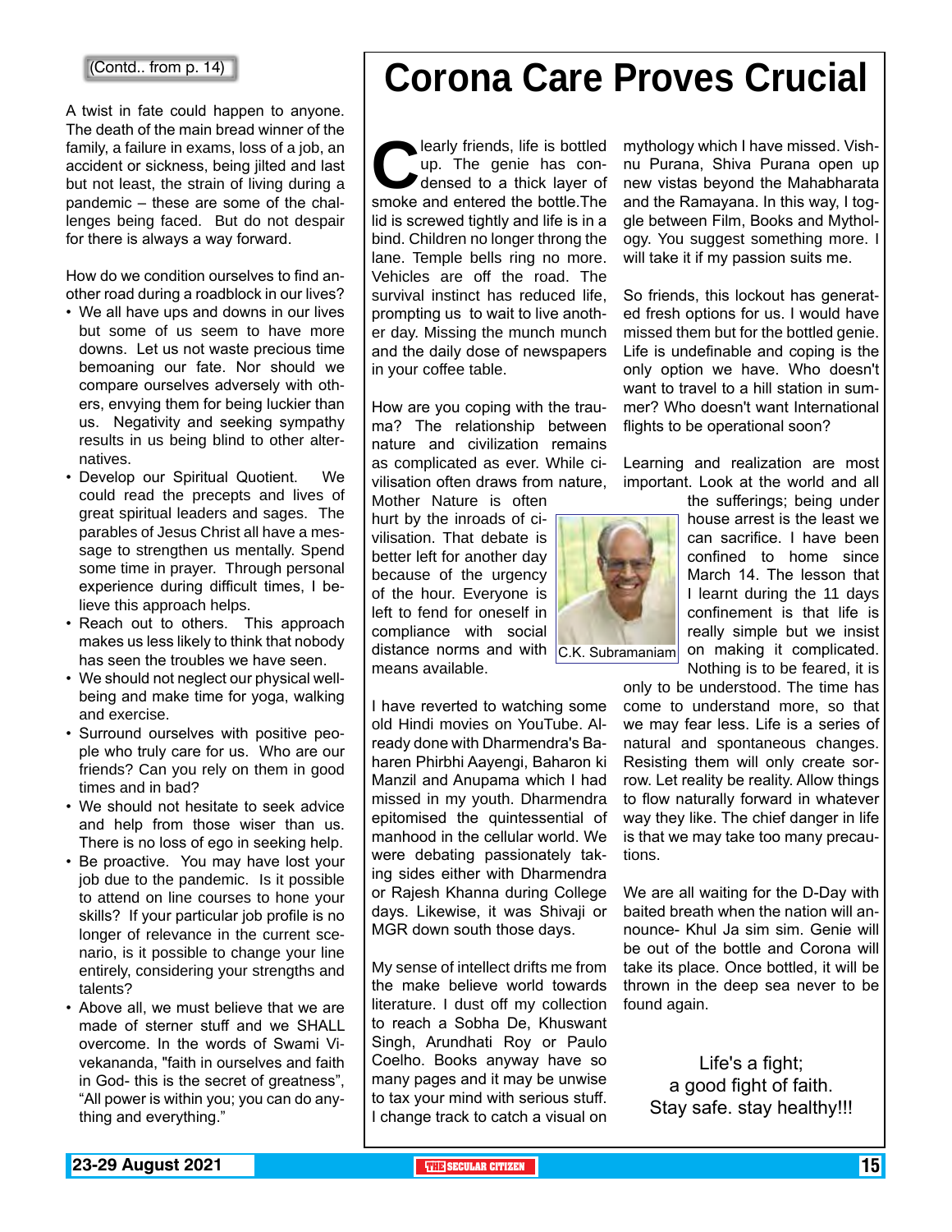(Contd.. from p. 14)

A twist in fate could happen to anyone. The death of the main bread winner of the family, a failure in exams, loss of a job, an accident or sickness, being jilted and last but not least, the strain of living during a pandemic – these are some of the challenges being faced. But do not despair for there is always a way forward.

How do we condition ourselves to find another road during a roadblock in our lives?

- We all have ups and downs in our lives but some of us seem to have more downs. Let us not waste precious time bemoaning our fate. Nor should we compare ourselves adversely with others, envying them for being luckier than us. Negativity and seeking sympathy results in us being blind to other alternatives.
- Develop our Spiritual Quotient. We could read the precepts and lives of great spiritual leaders and sages. The parables of Jesus Christ all have a message to strengthen us mentally. Spend some time in prayer. Through personal experience during difficult times, I believe this approach helps.
- Reach out to others. This approach makes us less likely to think that nobody has seen the troubles we have seen.
- We should not neglect our physical wellbeing and make time for yoga, walking and exercise.
- Surround ourselves with positive people who truly care for us. Who are our friends? Can you rely on them in good times and in bad?
- We should not hesitate to seek advice and help from those wiser than us. There is no loss of ego in seeking help.
- Be proactive. You may have lost your job due to the pandemic. Is it possible to attend on line courses to hone your skills? If your particular job profile is no longer of relevance in the current scenario, is it possible to change your line entirely, considering your strengths and talents?
- Above all, we must believe that we are made of sterner stuff and we SHALL overcome. In the words of Swami Vivekananda, "faith in ourselves and faith in God- this is the secret of greatness", "All power is within you; you can do anything and everything."

# Corona Care Proves Crucial

Clearly friends, life is bottled up. The genie has condensed to a thick layer of smoke and entered the bottle.The lid is screwed tightly and life is in a bind. Children no longer throng the lane. Temple bells ring no more. Vehicles are off the road. The survival instinct has reduced life, prompting us to wait to live another day. Missing the munch munch and the daily dose of newspapers in your coffee table.

How are you coping with the trauma? The relationship between nature and civilization remains as complicated as ever. While civilisation often draws from nature, Mother Nature is often hurt by the inroads of civilisation. That debate is better left for another day because of the urgency of the hour. Everyone is left to fend for oneself in compliance with social distance norms and with means available.

C.K. Subramaniam

I have reverted to watching some old Hindi movies on YouTube. Already done with Dharmendra's Baharen Phirbhi Aayengi, Baharon ki Manzil and Anupama which I had missed in my youth. Dharmendra epitomised the quintessential of manhood in the cellular world. We were debating passionately taking sides either with Dharmendra or Rajesh Khanna during College days. Likewise, it was Shivaji or MGR down south those days.

My sense of intellect drifts me from the make believe world towards literature. I dust off my collection to reach a Sobha De, Khuswant Singh, Arundhati Roy or Paulo Coelho. Books anyway have so many pages and it may be unwise to tax your mind with serious stuff. I change track to catch a visual on mythology which I have missed. Vishnu Purana, Shiva Purana open up new vistas beyond the Mahabharata and the Ramayana. In this way, I toggle between Film, Books and Mythology. You suggest something more. I will take it if my passion suits me.

So friends, this lockout has generated fresh options for us. I would have missed them but for the bottled genie. Life is undefinable and coping is the only option we have. Who doesn't want to travel to a hill station in summer? Who doesn't want International flights to be operational soon?

Learning and realization are most important. Look at the world and all the sufferings; being under house arrest is the least we can sacrifice. I have been confined to home since March 14. The lesson that I learnt during the 11 days confinement is that life is really simple but we insist on making it complicated. Nothing is to be feared, it is only to be understood. The time has come to understand more, so that we may fear less. Life is a series of natural and spontaneous changes. Resisting them will only create sorrow. Let reality be reality. Allow things to flow naturally forward in whatever way they like. The chief danger in life is that we may take too many precautions.

We are all waiting for the D-Day with baited breath when the nation will announce- Khul Ja sim sim. Genie will be out of the bottle and Corona will take its place. Once bottled, it will be thrown in the deep sea never to be found again.

Life's a fight;
a good fight of faith.
Stay safe. stay healthy!!!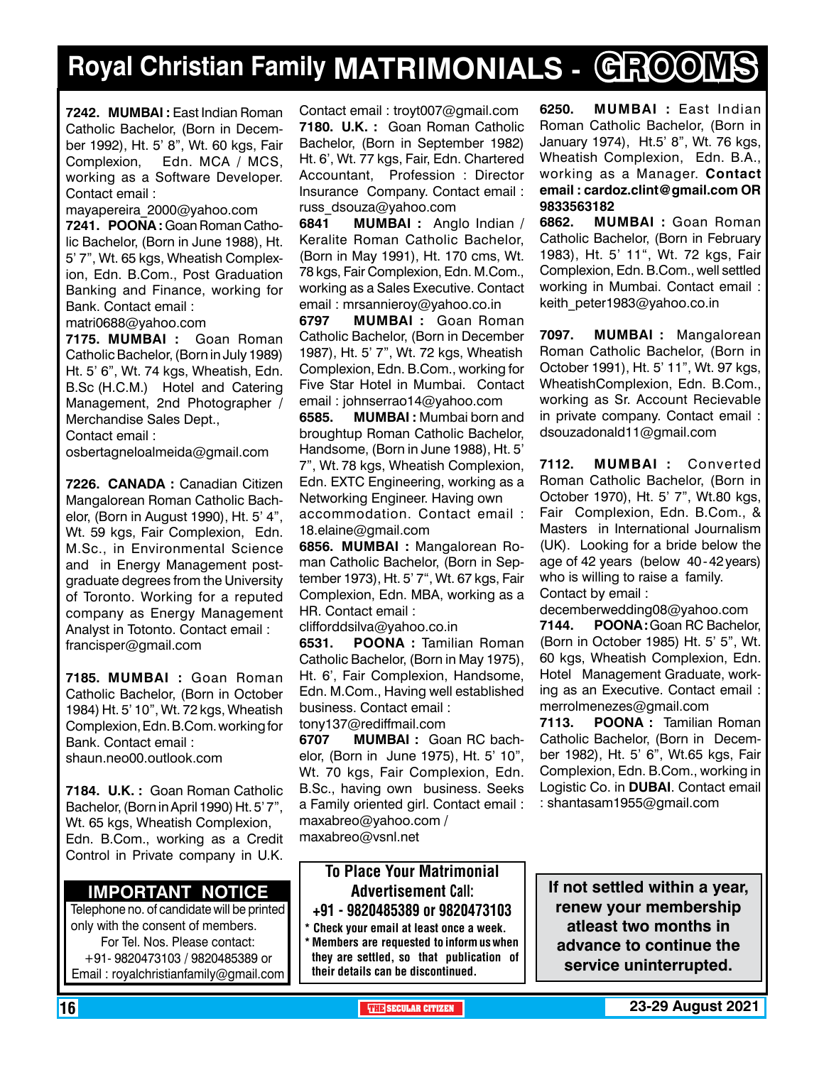# Royal Christian Family MATRIMONIALS - GROOMS

**7242. MUMBAI :** East Indian Roman Catholic Bachelor, (Born in December 1992), Ht. 5' 8", Wt. 60 kgs, Fair Complexion, Edn. MCA / MCS, working as a Software Developer. Contact email : mayapereira_2000@yahoo.com

**7241. POONA :** Goan Roman Catholic Bachelor, (Born in June 1988), Ht. 5' 7", Wt. 65 kgs, Wheatish Complexion, Edn. B.Com., Post Graduation Banking and Finance, working for Bank. Contact email : matri0688@yahoo.com

**7175. MUMBAI :** Goan Roman Catholic Bachelor, (Born in July 1989) Ht. 5' 6", Wt. 74 kgs, Wheatish, Edn. B.Sc (H.C.M.) Hotel and Catering Management, 2nd Photographer / Merchandise Sales Dept., Contact email : osbertagneloalmeida@gmail.com

**7226. CANADA :** Canadian Citizen Mangalorean Roman Catholic Bachelor, (Born in August 1990), Ht. 5' 4", Wt. 59 kgs, Fair Complexion, Edn. M.Sc., in Environmental Science and in Energy Management postgraduate degrees from the University of Toronto. Working for a reputed company as Energy Management Analyst in Totonto. Contact email : francisper@gmail.com

**7185. MUMBAI :** Goan Roman Catholic Bachelor, (Born in October 1984) Ht. 5' 10", Wt. 72 kgs, Wheatish Complexion, Edn. B.Com. working for Bank. Contact email : shaun.neo00.outlook.com

**7184. U.K. :** Goan Roman Catholic Bachelor, (Born in April 1990) Ht. 5' 7", Wt. 65 kgs, Wheatish Complexion, Edn. B.Com., working as a Credit Control in Private company in U.K. Contact email : troyt007@gmail.com

**7180. U.K. :** Goan Roman Catholic Bachelor, (Born in September 1982) Ht. 6', Wt. 77 kgs, Fair, Edn. Chartered Accountant, Profession : Director Insurance Company. Contact email : russ_dsouza@yahoo.com

**6841 MUMBAI :** Anglo Indian / Keralite Roman Catholic Bachelor, (Born in May 1991), Ht. 170 cms, Wt. 78 kgs, Fair Complexion, Edn. M.Com., working as a Sales Executive. Contact email : mrsannieroy@yahoo.co.in

**6797 MUMBAI :** Goan Roman Catholic Bachelor, (Born in December 1987), Ht. 5' 7", Wt. 72 kgs, Wheatish Complexion, Edn. B.Com., working for Five Star Hotel in Mumbai. Contact email : johnserrao14@yahoo.com

**6585. MUMBAI :** Mumbai born and broughtup Roman Catholic Bachelor, Handsome, (Born in June 1988), Ht. 5' 7", Wt. 78 kgs, Wheatish Complexion, Edn. EXTC Engineering, working as a Networking Engineer. Having own accommodation. Contact email : 18.elaine@gmail.com

**6856. MUMBAI :** Mangalorean Roman Catholic Bachelor, (Born in September 1973), Ht. 5' 7", Wt. 67 kgs, Fair Complexion, Edn. MBA, working as a HR. Contact email : clifforddsilva@yahoo.co.in

**6531. POONA :** Tamilian Roman Catholic Bachelor, (Born in May 1975), Ht. 6', Fair Complexion, Handsome, Edn. M.Com., Having well established business. Contact email : tony137@rediffmail.com

**6707 MUMBAI :** Goan RC bachelor, (Born in June 1975), Ht. 5' 10", Wt. 70 kgs, Fair Complexion, Edn. B.Sc., having own business. Seeks a Family oriented girl. Contact email : maxabreo@yahoo.com / maxabreo@vsnl.net

**6250. MUMBAI :** East Indian Roman Catholic Bachelor, (Born in January 1974), Ht.5' 8", Wt. 76 kgs, Wheatish Complexion, Edn. B.A., working as a Manager. **Contact email : cardoz.clint@gmail.com OR 9833563182**

**6862. MUMBAI :** Goan Roman Catholic Bachelor, (Born in February 1983), Ht. 5' 11", Wt. 72 kgs, Fair Complexion, Edn. B.Com., well settled working in Mumbai. Contact email : keith_peter1983@yahoo.co.in

**7097. MUMBAI :** Mangalorean Roman Catholic Bachelor, (Born in October 1991), Ht. 5' 11", Wt. 97 kgs, WheatishComplexion, Edn. B.Com., working as Sr. Account Recievable in private company. Contact email : dsouzadonald11@gmail.com

**7112. MUMBAI :** Converted Roman Catholic Bachelor, (Born in October 1970), Ht. 5' 7", Wt.80 kgs, Fair Complexion, Edn. B.Com., & Masters in International Journalism (UK). Looking for a bride below the age of 42 years (below 40 - 42 years) who is willing to raise a family. Contact by email : decemberwedding08@yahoo.com

**7144. POONA :** Goan RC Bachelor, (Born in October 1985) Ht. 5' 5", Wt. 60 kgs, Wheatish Complexion, Edn. Hotel Management Graduate, working as an Executive. Contact email : merrolmenezes@gmail.com

**7113. POONA :** Tamilian Roman Catholic Bachelor, (Born in December 1982), Ht. 5' 6", Wt.65 kgs, Fair Complexion, Edn. B.Com., working in Logistic Co. in **DUBAI**. Contact email : shantasam1955@gmail.com

## IMPORTANT NOTICE

Telephone no. of candidate will be printed only with the consent of members.
For Tel. Nos. Please contact:
+91- 9820473103 / 9820485389 or
Email : royalchristianfamily@gmail.com

**To Place Your Matrimonial Advertisement Call:**
**+91 - 9820485389 or 9820473103**

- **Check your email at least once a week.**
- **Members are requested to inform us when they are settled, so that publication of their details can be discontinued.**

**If not settled within a year, renew your membership atleast two months in advance to continue the service uninterrupted.**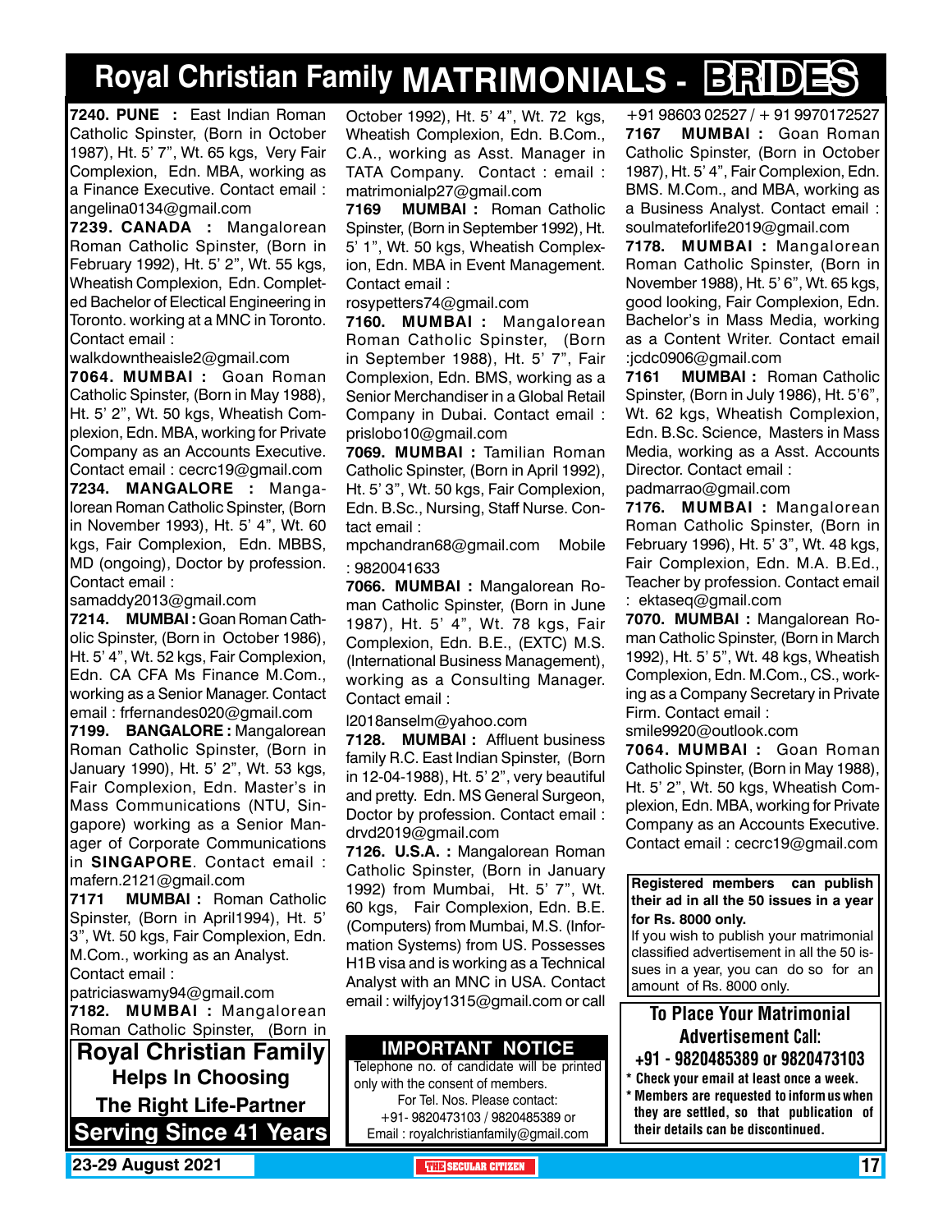# Royal Christian Family MATRIMONIALS - BRIDES

**7240. PUNE :** East Indian Roman Catholic Spinster, (Born in October 1987), Ht. 5' 7", Wt. 65 kgs, Very Fair Complexion, Edn. MBA, working as a Finance Executive. Contact email : angelina0134@gmail.com

**7239. CANADA :** Mangalorean Roman Catholic Spinster, (Born in February 1992), Ht. 5' 2", Wt. 55 kgs, Wheatish Complexion, Edn. Completed Bachelor of Electrical Engineering in Toronto. working at a MNC in Toronto. Contact email : walkdowntheaisle2@gmail.com

**7064. MUMBAI :** Goan Roman Catholic Spinster, (Born in May 1988), Ht. 5' 2", Wt. 50 kgs, Wheatish Complexion, Edn. MBA, working for Private Company as an Accounts Executive. Contact email : cecrc19@gmail.com

**7234. MANGALORE :** Mangalorean Roman Catholic Spinster, (Born in November 1993), Ht. 5' 4", Wt. 60 kgs, Fair Complexion, Edn. MBBS, MD (ongoing), Doctor by profession. Contact email : samaddy2013@gmail.com

**7214. MUMBAI :** Goan Roman Catholic Spinster, (Born in October 1986), Ht. 5' 4", Wt. 52 kgs, Fair Complexion, Edn. CA CFA Ms Finance M.Com., working as a Senior Manager. Contact email : frfernandes020@gmail.com

**7199. BANGALORE :** Mangalorean Roman Catholic Spinster, (Born in January 1990), Ht. 5' 2", Wt. 53 kgs, Fair Complexion, Edn. Master's in Mass Communications (NTU, Singapore) working as a Senior Manager of Corporate Communications in **SINGAPORE**. Contact email : mafern.2121@gmail.com

**7171 MUMBAI :** Roman Catholic Spinster, (Born in April1994), Ht. 5' 3", Wt. 50 kgs, Fair Complexion, Edn. M.Com., working as an Analyst. Contact email : patriciaswamy94@gmail.com

**7182. MUMBAI :** Mangalorean Roman Catholic Spinster, (Born in October 1992), Ht. 5' 4", Wt. 72 kgs, Wheatish Complexion, Edn. B.Com., C.A., working as Asst. Manager in TATA Company. Contact : email : matrimonialp27@gmail.com

**7169 MUMBAI :** Roman Catholic Spinster, (Born in September 1992), Ht. 5' 1", Wt. 50 kgs, Wheatish Complexion, Edn. MBA in Event Management. Contact email : rosypetters74@gmail.com

**7160. MUMBAI :** Mangalorean Roman Catholic Spinster, (Born in September 1988), Ht. 5' 7", Fair Complexion, Edn. BMS, working as a Senior Merchandiser in a Global Retail Company in Dubai. Contact email : prislobo10@gmail.com

**7069. MUMBAI :** Tamilian Roman Catholic Spinster, (Born in April 1992), Ht. 5' 3", Wt. 50 kgs, Fair Complexion, Edn. B.Sc., Nursing, Staff Nurse. Contact email : mpchandran68@gmail.com Mobile : 9820041633

**7066. MUMBAI :** Mangalorean Roman Catholic Spinster, (Born in June 1987), Ht. 5' 4", Wt. 78 kgs, Fair Complexion, Edn. B.E., (EXTC) M.S. (International Business Management), working as a Consulting Manager. Contact email : l2018anselm@yahoo.com

**7128. MUMBAI :** Affluent business family R.C. East Indian Spinster, (Born in 12-04-1988), Ht. 5' 2", very beautiful and pretty. Edn. MS General Surgeon, Doctor by profession. Contact email : drvd2019@gmail.com

**7126. U.S.A. :** Mangalorean Roman Catholic Spinster, (Born in January 1992) from Mumbai, Ht. 5' 7", Wt. 60 kgs, Fair Complexion, Edn. B.E. (Computers) from Mumbai, M.S. (Information Systems) from US. Possesses H1B visa and is working as a Technical Analyst with an MNC in USA. Contact email : wilfyjoy1315@gmail.com or call +91 98603 02527 / + 91 9970172527

**7167 MUMBAI :** Goan Roman Catholic Spinster, (Born in October 1987), Ht. 5' 4", Fair Complexion, Edn. BMS. M.Com., and MBA, working as a Business Analyst. Contact email : soulmateforlife2019@gmail.com

**7178. MUMBAI :** Mangalorean Roman Catholic Spinster, (Born in November 1988), Ht. 5' 6", Wt. 65 kgs, good looking, Fair Complexion, Edn. Bachelor's in Mass Media, working as a Content Writer. Contact email :jcdc0906@gmail.com

**7161 MUMBAI :** Roman Catholic Spinster, (Born in July 1986), Ht. 5'6", Wt. 62 kgs, Wheatish Complexion, Edn. B.Sc. Science, Masters in Mass Media, working as a Asst. Accounts Director. Contact email : padmarrao@gmail.com

**7176. MUMBAI :** Mangalorean Roman Catholic Spinster, (Born in February 1996), Ht. 5' 3", Wt. 48 kgs, Fair Complexion, Edn. M.A. B.Ed., Teacher by profession. Contact email : ektaseq@gmail.com

**7070. MUMBAI :** Mangalorean Roman Catholic Spinster, (Born in March 1992), Ht. 5' 5", Wt. 48 kgs, Wheatish Complexion, Edn. M.Com., CS., working as a Company Secretary in Private Firm. Contact email : smile9920@outlook.com

**7064. MUMBAI :** Goan Roman Catholic Spinster, (Born in May 1988), Ht. 5' 2", Wt. 50 kgs, Wheatish Complexion, Edn. MBA, working for Private Company as an Accounts Executive. Contact email : cecrc19@gmail.com

**Registered members can publish their ad in all the 50 issues in a year for Rs. 8000 only.**
If you wish to publish your matrimonial classified advertisement in all the 50 issues in a year, you can do so for an amount of Rs. 8000 only.

## Royal Christian Family
**Helps In Choosing The Right Life-Partner**
**Serving Since 41 Years**

## IMPORTANT NOTICE
Telephone no. of candidate will be printed only with the consent of members.
For Tel. Nos. Please contact:
+91- 9820473103 / 9820485389 or
Email : royalchristianfamily@gmail.com

**To Place Your Matrimonial Advertisement Call:**
**+91 - 9820485389 or 9820473103**

- **Check your email at least once a week.**
- **Members are requested to inform us when they are settled, so that publication of their details can be discontinued.**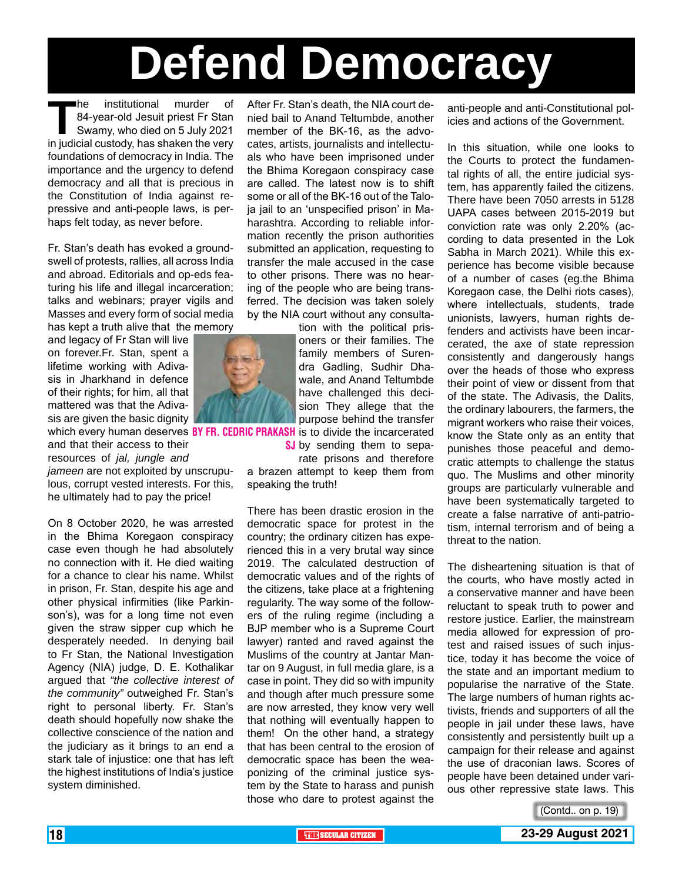# Defend Democracy

**BY FR. CEDRIC PRAKASH SJ**

The institutional murder of 84-year-old Jesuit priest Fr Stan Swamy, who died on 5 July 2021 in judicial custody, has shaken the very foundations of democracy in India. The importance and the urgency to defend democracy and all that is precious in the Constitution of India against repressive and anti-people laws, is perhaps felt today, as never before.

Fr. Stan's death has evoked a groundswell of protests, rallies, all across India and abroad. Editorials and op-eds featuring his life and illegal incarceration; talks and webinars; prayer vigils and Masses and every form of social media has kept a truth alive that the memory and legacy of Fr Stan will live on forever.Fr. Stan, spent a lifetime working with Adivasis in Jharkhand in defence of their rights; for him, all that mattered was that the Adivasis are given the basic dignity which every human deserves and that their access to their resources of *jal, jungle and jameen* are not exploited by unscrupulous, corrupt vested interests. For this, he ultimately had to pay the price!

On 8 October 2020, he was arrested in the Bhima Koregaon conspiracy case even though he had absolutely no connection with it. He died waiting for a chance to clear his name. Whilst in prison, Fr. Stan, despite his age and other physical infirmities (like Parkinson's), was for a long time not even given the straw sipper cup which he desperately needed. In denying bail to Fr Stan, the National Investigation Agency (NIA) judge, D. E. Kothalikar argued that *"the collective interest of the community"* outweighed Fr. Stan's right to personal liberty. Fr. Stan's death should hopefully now shake the collective conscience of the nation and the judiciary as it brings to an end a stark tale of injustice: one that has left the highest institutions of India's justice system diminished.

After Fr. Stan's death, the NIA court denied bail to Anand Teltumbde, another member of the BK-16, as the advocates, artists, journalists and intellectuals who have been imprisoned under the Bhima Koregaon conspiracy case are called. The latest now is to shift some or all of the BK-16 out of the Taloja jail to an 'unspecified prison' in Maharashtra. According to reliable information recently the prison authorities submitted an application, requesting to transfer the male accused in the case to other prisons. There was no hearing of the people who are being transferred. The decision was taken solely by the NIA court without any consultation with the political prisoners or their families. The family members of Surendra Gadling, Sudhir Dhawale, and Anand Teltumbde have challenged this decision They allege that the purpose behind the transfer is to divide the incarcerated by sending them to separate prisons and therefore a brazen attempt to keep them from speaking the truth!

There has been drastic erosion in the democratic space for protest in the country; the ordinary citizen has experienced this in a very brutal way since 2019. The calculated destruction of democratic values and of the rights of the citizens, take place at a frightening regularity. The way some of the followers of the ruling regime (including a BJP member who is a Supreme Court lawyer) ranted and raved against the Muslims of the country at Jantar Mantar on 9 August, in full media glare, is a case in point. They did so with impunity and though after much pressure some are now arrested, they know very well that nothing will eventually happen to them! On the other hand, a strategy that has been central to the erosion of democratic space has been the weaponizing of the criminal justice system by the State to harass and punish those who dare to protest against the anti-people and anti-Constitutional policies and actions of the Government.

In this situation, while one looks to the Courts to protect the fundamental rights of all, the entire judicial system, has apparently failed the citizens. There have been 7050 arrests in 5128 UAPA cases between 2015-2019 but conviction rate was only 2.20% (according to data presented in the Lok Sabha in March 2021). While this experience has become visible because of a number of cases (eg.the Bhima Koregaon case, the Delhi riots cases), where intellectuals, students, trade unionists, lawyers, human rights defenders and activists have been incarcerated, the axe of state repression consistently and dangerously hangs over the heads of those who express their point of view or dissent from that of the state. The Adivasis, the Dalits, the ordinary labourers, the farmers, the migrant workers who raise their voices, know the State only as an entity that punishes those peaceful and democratic attempts to challenge the status quo. The Muslims and other minority groups are particularly vulnerable and have been systematically targeted to create a false narrative of anti-patriotism, internal terrorism and of being a threat to the nation.

The disheartening situation is that of the courts, who have mostly acted in a conservative manner and have been reluctant to speak truth to power and restore justice. Earlier, the mainstream media allowed for expression of protest and raised issues of such injustice, today it has become the voice of the state and an important medium to popularise the narrative of the State. The large numbers of human rights activists, friends and supporters of all the people in jail under these laws, have consistently and persistently built up a campaign for their release and against the use of draconian laws. Scores of people have been detained under various other repressive state laws. This

(Contd.. on p. 19)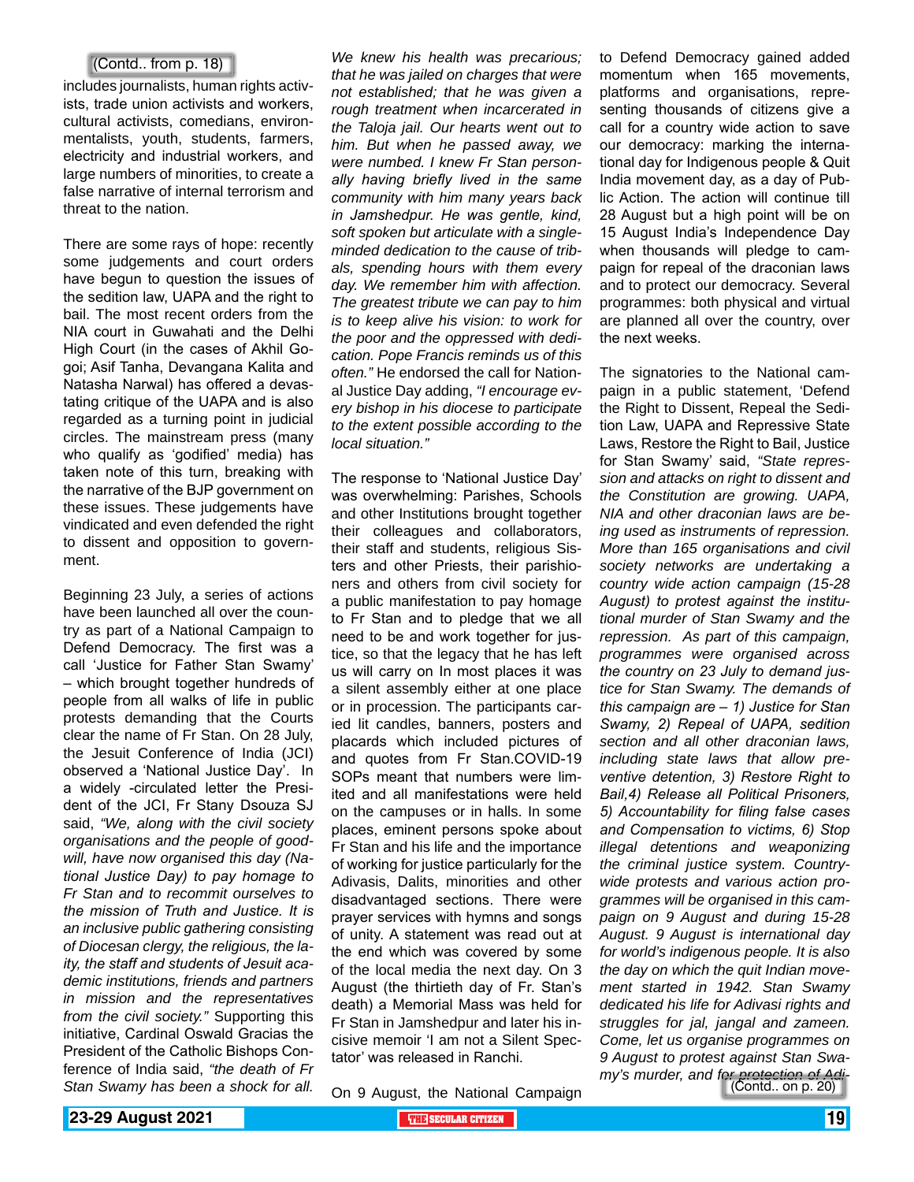(Contd.. from p. 18)

includes journalists, human rights activists, trade union activists and workers, cultural activists, comedians, environmentalists, youth, students, farmers, electricity and industrial workers, and large numbers of minorities, to create a false narrative of internal terrorism and threat to the nation.

There are some rays of hope: recently some judgements and court orders have begun to question the issues of the sedition law, UAPA and the right to bail. The most recent orders from the NIA court in Guwahati and the Delhi High Court (in the cases of Akhil Gogoi; Asif Tanha, Devangana Kalita and Natasha Narwal) has offered a devastating critique of the UAPA and is also regarded as a turning point in judicial circles. The mainstream press (many who qualify as 'godified' media) has taken note of this turn, breaking with the narrative of the BJP government on these issues. These judgements have vindicated and even defended the right to dissent and opposition to government.

Beginning 23 July, a series of actions have been launched all over the country as part of a National Campaign to Defend Democracy. The first was a call 'Justice for Father Stan Swamy' – which brought together hundreds of people from all walks of life in public protests demanding that the Courts clear the name of Fr Stan. On 28 July, the Jesuit Conference of India (JCI) observed a 'National Justice Day'. In a widely -circulated letter the President of the JCI, Fr Stany Dsouza SJ said, *"We, along with the civil society organisations and the people of goodwill, have now organised this day (National Justice Day) to pay homage to Fr Stan and to recommit ourselves to the mission of Truth and Justice. It is an inclusive public gathering consisting of Diocesan clergy, the religious, the laity, the staff and students of Jesuit academic institutions, friends and partners in mission and the representatives from the civil society."* Supporting this initiative, Cardinal Oswald Gracias the President of the Catholic Bishops Conference of India said, *"the death of Fr Stan Swamy has been a shock for all. We knew his health was precarious; that he was jailed on charges that were not established; that he was given a rough treatment when incarcerated in the Taloja jail. Our hearts went out to him. But when he passed away, we were numbed. I knew Fr Stan personally having briefly lived in the same community with him many years back in Jamshedpur. He was gentle, kind, soft spoken but articulate with a single-minded dedication to the cause of tribals, spending hours with them every day. We remember him with affection. The greatest tribute we can pay to him is to keep alive his vision: to work for the poor and the oppressed with dedication. Pope Francis reminds us of this often."* He endorsed the call for National Justice Day adding, *"I encourage every bishop in his diocese to participate to the extent possible according to the local situation."*

The response to 'National Justice Day' was overwhelming: Parishes, Schools and other Institutions brought together their colleagues and collaborators, their staff and students, religious Sisters and other Priests, their parishioners and others from civil society for a public manifestation to pay homage to Fr Stan and to pledge that we all need to be and work together for justice, so that the legacy that he has left us will carry on In most places it was a silent assembly either at one place or in procession. The participants caried lit candles, banners, posters and placards which included pictures of and quotes from Fr Stan.COVID-19 SOPs meant that numbers were limited and all manifestations were held on the campuses or in halls. In some places, eminent persons spoke about Fr Stan and his life and the importance of working for justice particularly for the Adivasis, Dalits, minorities and other disadvantaged sections. There were prayer services with hymns and songs of unity. A statement was read out at the end which was covered by some of the local media the next day. On 3 August (the thirtieth day of Fr. Stan's death) a Memorial Mass was held for Fr Stan in Jamshedpur and later his incisive memoir 'I am not a Silent Spectator' was released in Ranchi.

On 9 August, the National Campaign to Defend Democracy gained added momentum when 165 movements, platforms and organisations, representing thousands of citizens give a call for a country wide action to save our democracy: marking the international day for Indigenous people & Quit India movement day, as a day of Public Action. The action will continue till 28 August but a high point will be on 15 August India's Independence Day when thousands will pledge to campaign for repeal of the draconian laws and to protect our democracy. Several programmes: both physical and virtual are planned all over the country, over the next weeks.

The signatories to the National campaign in a public statement, 'Defend the Right to Dissent, Repeal the Sedition Law, UAPA and Repressive State Laws, Restore the Right to Bail, Justice for Stan Swamy' said, *"State repression and attacks on right to dissent and the Constitution are growing. UAPA, NIA and other draconian laws are being used as instruments of repression. More than 165 organisations and civil society networks are undertaking a country wide action campaign (15-28 August) to protest against the institutional murder of Stan Swamy and the repression. As part of this campaign, programmes were organised across the country on 23 July to demand justice for Stan Swamy. The demands of this campaign are – 1) Justice for Stan Swamy, 2) Repeal of UAPA, sedition section and all other draconian laws, including state laws that allow preventive detention, 3) Restore Right to Bail,4) Release all Political Prisoners, 5) Accountability for filing false cases and Compensation to victims, 6) Stop illegal detentions and weaponizing the criminal justice system. Country-wide protests and various action programmes will be organised in this campaign on 9 August and during 15-28 August. 9 August is international day for world's indigenous people. It is also the day on which the quit Indian movement started in 1942. Stan Swamy dedicated his life for Adivasi rights and struggles for jal, jangal and zameen. Come, let us organise programmes on 9 August to protest against Stan Swamy's murder, and for protection of Adi-*

(Contd.. on p. 20)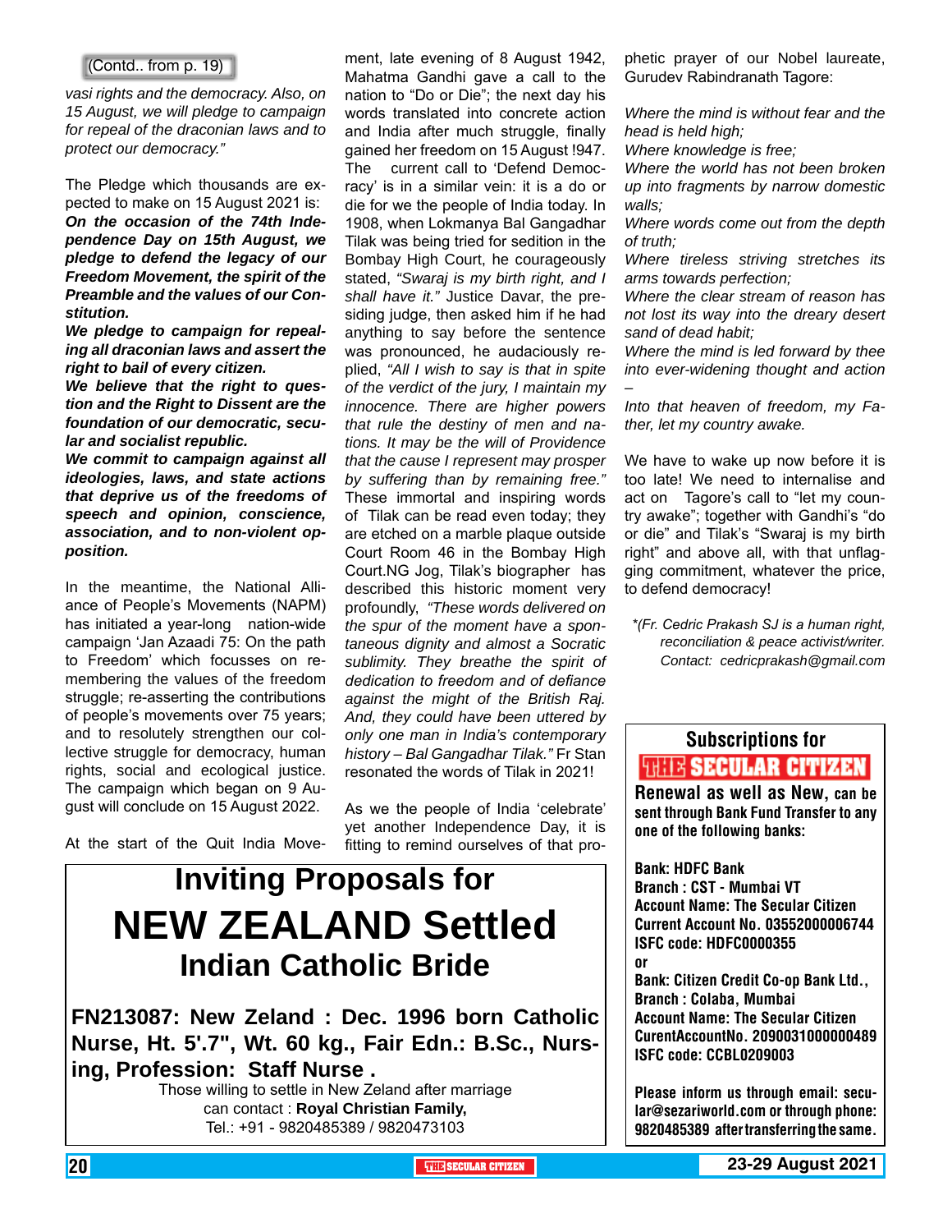(Contd.. from p. 19)

*vasi rights and the democracy. Also, on 15 August, we will pledge to campaign for repeal of the draconian laws and to protect our democracy."*

The Pledge which thousands are expected to make on 15 August 2021 is:

***On the occasion of the 74th Independence Day on 15th August, we pledge to defend the legacy of our Freedom Movement, the spirit of the Preamble and the values of our Constitution.***

***We pledge to campaign for repealing all draconian laws and assert the right to bail of every citizen.***

***We believe that the right to question and the Right to Dissent are the foundation of our democratic, secular and socialist republic.***

***We commit to campaign against all ideologies, laws, and state actions that deprive us of the freedoms of speech and opinion, conscience, association, and to non-violent opposition.***

In the meantime, the National Alliance of People's Movements (NAPM) has initiated a year-long nation-wide campaign 'Jan Azaadi 75: On the path to Freedom' which focusses on remembering the values of the freedom struggle; re-asserting the contributions of people's movements over 75 years; and to resolutely strengthen our collective struggle for democracy, human rights, social and ecological justice. The campaign which began on 9 August will conclude on 15 August 2022.

At the start of the Quit India Movement, late evening of 8 August 1942, Mahatma Gandhi gave a call to the nation to "Do or Die"; the next day his words translated into concrete action and India after much struggle, finally gained her freedom on 15 August !947. The current call to 'Defend Democracy' is in a similar vein: it is a do or die for we the people of India today. In 1908, when Lokmanya Bal Gangadhar Tilak was being tried for sedition in the Bombay High Court, he courageously stated, *"Swaraj is my birth right, and I shall have it."* Justice Davar, the presiding judge, then asked him if he had anything to say before the sentence was pronounced, he audaciously replied, *"All I wish to say is that in spite of the verdict of the jury, I maintain my innocence. There are higher powers that rule the destiny of men and nations. It may be the will of Providence that the cause I represent may prosper by suffering than by remaining free."* These immortal and inspiring words of Tilak can be read even today; they are etched on a marble plaque outside Court Room 46 in the Bombay High Court.NG Jog, Tilak's biographer has described this historic moment very profoundly, *"These words delivered on the spur of the moment have a spontaneous dignity and almost a Socratic sublimity. They breathe the spirit of dedication to freedom and of defiance against the might of the British Raj. And, they could have been uttered by only one man in India's contemporary history – Bal Gangadhar Tilak."* Fr Stan resonated the words of Tilak in 2021!

As we the people of India 'celebrate' yet another Independence Day, it is fitting to remind ourselves of that prophetic prayer of our Nobel laureate, Gurudev Rabindranath Tagore:

*Where the mind is without fear and the head is held high;*
*Where knowledge is free;*
*Where the world has not been broken up into fragments by narrow domestic walls;*
*Where words come out from the depth of truth;*
*Where tireless striving stretches its arms towards perfection;*
*Where the clear stream of reason has not lost its way into the dreary desert sand of dead habit;*
*Where the mind is led forward by thee into ever-widening thought and action –*
*Into that heaven of freedom, my Father, let my country awake.*

We have to wake up now before it is too late! We need to internalise and act on Tagore's call to "let my country awake"; together with Gandhi's "do or die" and Tilak's "Swaraj is my birth right" and above all, with that unflagging commitment, whatever the price, to defend democracy!

*\*(Fr. Cedric Prakash SJ is a human right, reconciliation & peace activist/writer. Contact: cedricprakash@gmail.com*

---

# Inviting Proposals for
# NEW ZEALAND Settled
## Indian Catholic Bride

**FN213087: New Zeland : Dec. 1996 born Catholic Nurse, Ht. 5'.7", Wt. 60 kg., Fair Edn.: B.Sc., Nursing, Profession: Staff Nurse .**

Those willing to settle in New Zeland after marriage can contact : **Royal Christian Family,**
Tel.: +91 - 9820485389 / 9820473103

---

**Subscriptions for**
**THE SECULAR CITIZEN**

**Renewal as well as New, can be sent through Bank Fund Transfer to any one of the following banks:**

**Bank: HDFC Bank**
**Branch : CST - Mumbai VT**
**Account Name: The Secular Citizen**
**Current Account No. 03552000006744**
**ISFC code: HDFC0000355**
**or**
**Bank: Citizen Credit Co-op Bank Ltd.,**
**Branch : Colaba, Mumbai**
**Account Name: The Secular Citizen**
**CurentAccountNo. 2090031000000489**
**ISFC code: CCBL0209003**

**Please inform us through email: secular@sezariworld.com or through phone: 9820485389 after transferring the same.**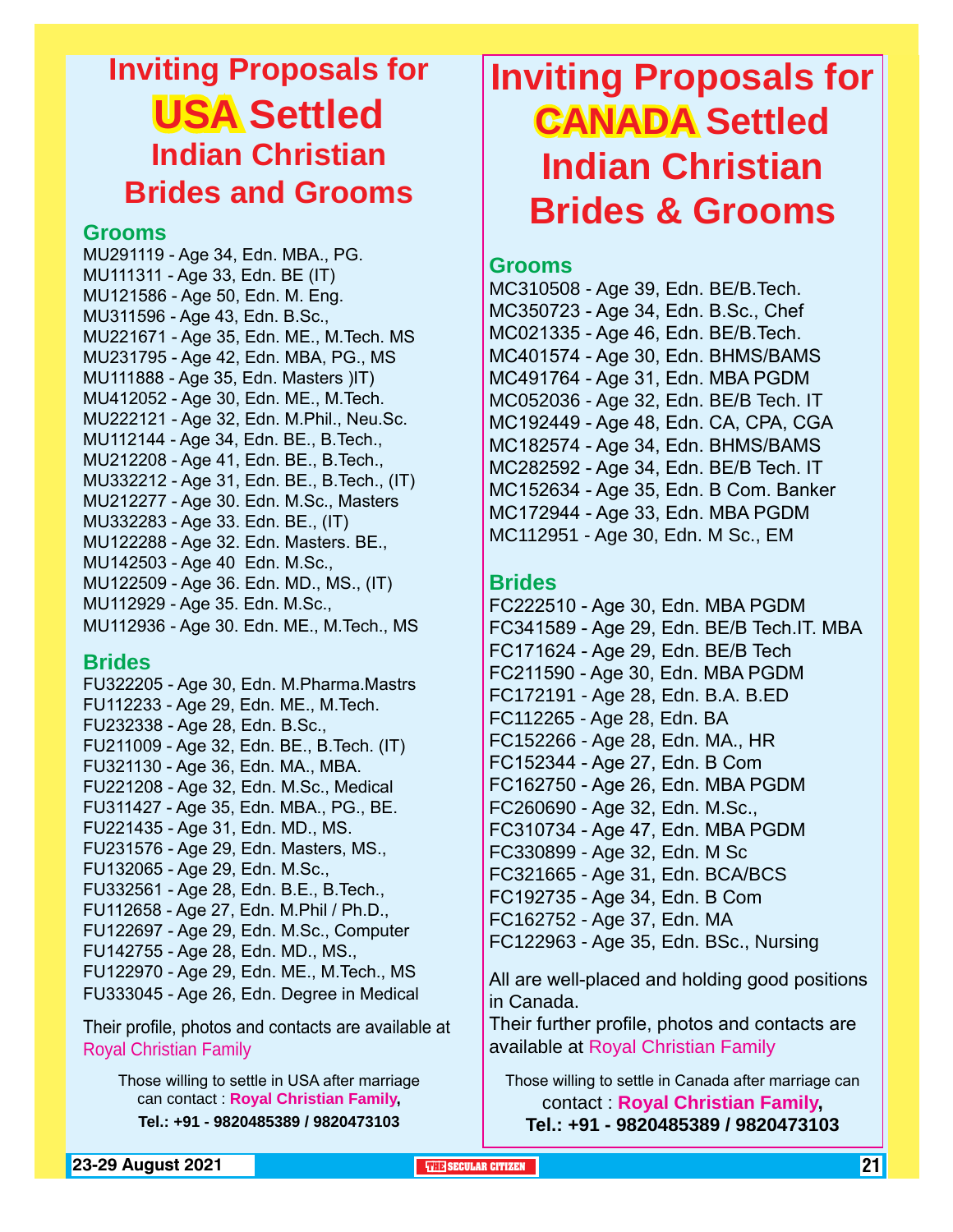# Inviting Proposals for USA Settled Indian Christian Brides and Grooms

## Grooms

MU291119 - Age 34, Edn. MBA., PG.
MU111311 - Age 33, Edn. BE (IT)
MU121586 - Age 50, Edn. M. Eng.
MU311596 - Age 43, Edn. B.Sc.,
MU221671 - Age 35, Edn. ME., M.Tech. MS
MU231795 - Age 42, Edn. MBA, PG., MS
MU111888 - Age 35, Edn. Masters )IT)
MU412052 - Age 30, Edn. ME., M.Tech.
MU222121 - Age 32, Edn. M.Phil., Neu.Sc.
MU112144 - Age 34, Edn. BE., B.Tech.,
MU212208 - Age 41, Edn. BE., B.Tech.,
MU332212 - Age 31, Edn. BE., B.Tech., (IT)
MU212277 - Age 30. Edn. M.Sc., Masters
MU332283 - Age 33. Edn. BE., (IT)
MU122288 - Age 32. Edn. Masters. BE.,
MU142503 - Age 40 Edn. M.Sc.,
MU122509 - Age 36. Edn. MD., MS., (IT)
MU112929 - Age 35. Edn. M.Sc.,
MU112936 - Age 30. Edn. ME., M.Tech., MS

## Brides

FU322205 - Age 30, Edn. M.Pharma.Mastrs
FU112233 - Age 29, Edn. ME., M.Tech.
FU232338 - Age 28, Edn. B.Sc.,
FU211009 - Age 32, Edn. BE., B.Tech. (IT)
FU321130 - Age 36, Edn. MA., MBA.
FU221208 - Age 32, Edn. M.Sc., Medical
FU311427 - Age 35, Edn. MBA., PG., BE.
FU221435 - Age 31, Edn. MD., MS.
FU231576 - Age 29, Edn. Masters, MS.,
FU132065 - Age 29, Edn. M.Sc.,
FU332561 - Age 28, Edn. B.E., B.Tech.,
FU112658 - Age 27, Edn. M.Phil / Ph.D.,
FU122697 - Age 29, Edn. M.Sc., Computer
FU142755 - Age 28, Edn. MD., MS.,
FU122970 - Age 29, Edn. ME., M.Tech., MS
FU333045 - Age 26, Edn. Degree in Medical

Their profile, photos and contacts are available at Royal Christian Family

Those willing to settle in USA after marriage can contact : **Royal Christian Family**,
**Tel.: +91 - 9820485389 / 9820473103**

# Inviting Proposals for CANADA Settled Indian Christian Brides & Grooms

## Grooms

MC310508 - Age 39, Edn. BE/B.Tech.
MC350723 - Age 34, Edn. B.Sc., Chef
MC021335 - Age 46, Edn. BE/B.Tech.
MC401574 - Age 30, Edn. BHMS/BAMS
MC491764 - Age 31, Edn. MBA PGDM
MC052036 - Age 32, Edn. BE/B Tech. IT
MC192449 - Age 48, Edn. CA, CPA, CGA
MC182574 - Age 34, Edn. BHMS/BAMS
MC282592 - Age 34, Edn. BE/B Tech. IT
MC152634 - Age 35, Edn. B Com. Banker
MC172944 - Age 33, Edn. MBA PGDM
MC112951 - Age 30, Edn. M Sc., EM

## Brides

FC222510 - Age 30, Edn. MBA PGDM
FC341589 - Age 29, Edn. BE/B Tech.IT. MBA
FC171624 - Age 29, Edn. BE/B Tech
FC211590 - Age 30, Edn. MBA PGDM
FC172191 - Age 28, Edn. B.A. B.ED
FC112265 - Age 28, Edn. BA
FC152266 - Age 28, Edn. MA., HR
FC152344 - Age 27, Edn. B Com
FC162750 - Age 26, Edn. MBA PGDM
FC260690 - Age 32, Edn. M.Sc.,
FC310734 - Age 47, Edn. MBA PGDM
FC330899 - Age 32, Edn. M Sc
FC321665 - Age 31, Edn. BCA/BCS
FC192735 - Age 34, Edn. B Com
FC162752 - Age 37, Edn. MA
FC122963 - Age 35, Edn. BSc., Nursing

All are well-placed and holding good positions in Canada.
Their further profile, photos and contacts are available at Royal Christian Family

Those willing to settle in Canada after marriage can contact : **Royal Christian Family**,
**Tel.: +91 - 9820485389 / 9820473103**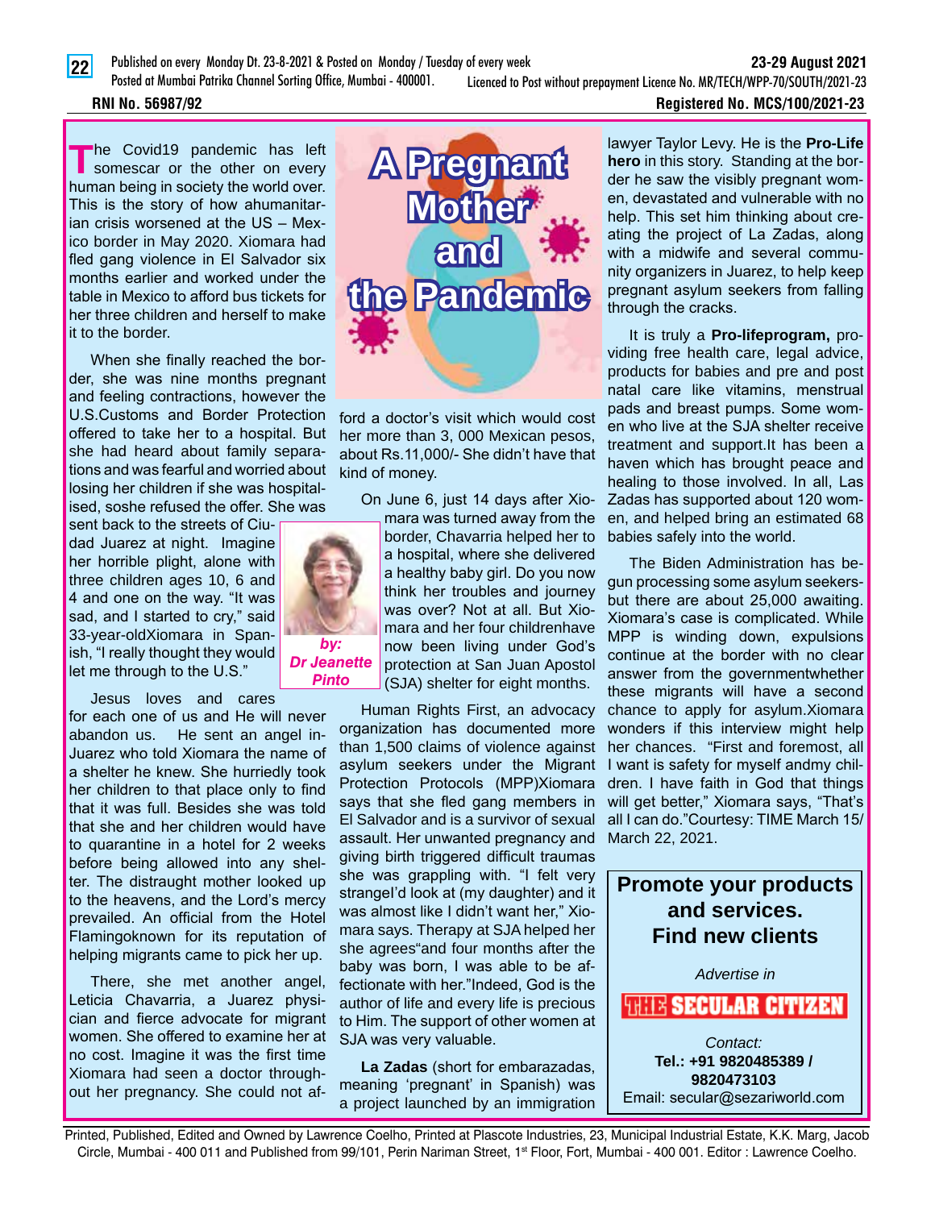# A Pregnant Mother and the Pandemic

*by: Dr Jeanette Pinto*

The Covid19 pandemic has left somescar or the other on every human being in society the world over. This is the story of how ahumanitarian crisis worsened at the US – Mexico border in May 2020. Xiomara had fled gang violence in El Salvador six months earlier and worked under the table in Mexico to afford bus tickets for her three children and herself to make it to the border.

When she finally reached the border, she was nine months pregnant and feeling contractions, however the U.S.Customs and Border Protection offered to take her to a hospital. But she had heard about family separations and was fearful and worried about losing her children if she was hospitalised, soshe refused the offer. She was sent back to the streets of Ciudad Juarez at night. Imagine her horrible plight, alone with three children ages 10, 6 and 4 and one on the way. "It was sad, and I started to cry," said 33-year-oldXiomara in Spanish, "I really thought they would let me through to the U.S."

Jesus loves and cares for each one of us and He will never abandon us. He sent an angel inJuarez who told Xiomara the name of a shelter he knew. She hurriedly took her children to that place only to find that it was full. Besides she was told that she and her children would have to quarantine in a hotel for 2 weeks before being allowed into any shelter. The distraught mother looked up to the heavens, and the Lord's mercy prevailed. An official from the Hotel Flamingoknown for its reputation of helping migrants came to pick her up.

There, she met another angel, Leticia Chavarria, a Juarez physician and fierce advocate for migrant women. She offered to examine her at no cost. Imagine it was the first time Xiomara had seen a doctor throughout her pregnancy. She could not afford a doctor's visit which would cost her more than 3, 000 Mexican pesos, about Rs.11,000/- She didn't have that kind of money.

On June 6, just 14 days after Xiomara was turned away from the border, Chavarria helped her to a hospital, where she delivered a healthy baby girl. Do you now think her troubles and journey was over? Not at all. But Xiomara and her four childrenhave now been living under God's protection at San Juan Apostol (SJA) shelter for eight months.

Human Rights First, an advocacy organization has documented more than 1,500 claims of violence against asylum seekers under the Migrant Protection Protocols (MPP)Xiomara says that she fled gang members in El Salvador and is a survivor of sexual assault. Her unwanted pregnancy and giving birth triggered difficult traumas she was grappling with. "I felt very strangeI'd look at (my daughter) and it was almost like I didn't want her," Xiomara says. Therapy at SJA helped her she agrees"and four months after the baby was born, I was able to be affectionate with her."Indeed, God is the author of life and every life is precious to Him. The support of other women at SJA was very valuable.

**La Zadas** (short for embarazadas, meaning 'pregnant' in Spanish) was a project launched by an immigration lawyer Taylor Levy. He is the **Pro-Life hero** in this story. Standing at the border he saw the visibly pregnant women, devastated and vulnerable with no help. This set him thinking about creating the project of La Zadas, along with a midwife and several community organizers in Juarez, to help keep pregnant asylum seekers from falling through the cracks.

It is truly a **Pro-lifeprogram,** providing free health care, legal advice, products for babies and pre and post natal care like vitamins, menstrual pads and breast pumps. Some women who live at the SJA shelter receive treatment and support.It has been a haven which has brought peace and healing to those involved. In all, Las Zadas has supported about 120 women, and helped bring an estimated 68 babies safely into the world.

The Biden Administration has begun processing some asylum seekers-but there are about 25,000 awaiting. Xiomara's case is complicated. While MPP is winding down, expulsions continue at the border with no clear answer from the governmentwhether these migrants will have a second chance to apply for asylum.Xiomara wonders if this interview might help her chances. "First and foremost, all I want is safety for myself andmy children. I have faith in God that things will get better," Xiomara says, "That's all I can do."Courtesy: TIME March 15/ March 22, 2021.

---

**Promote your products and services. Find new clients**

*Advertise in*

**THE SECULAR CITIZEN**

*Contact:*
**Tel.: +91 9820485389 / 9820473103**
Email: secular@sezariworld.com